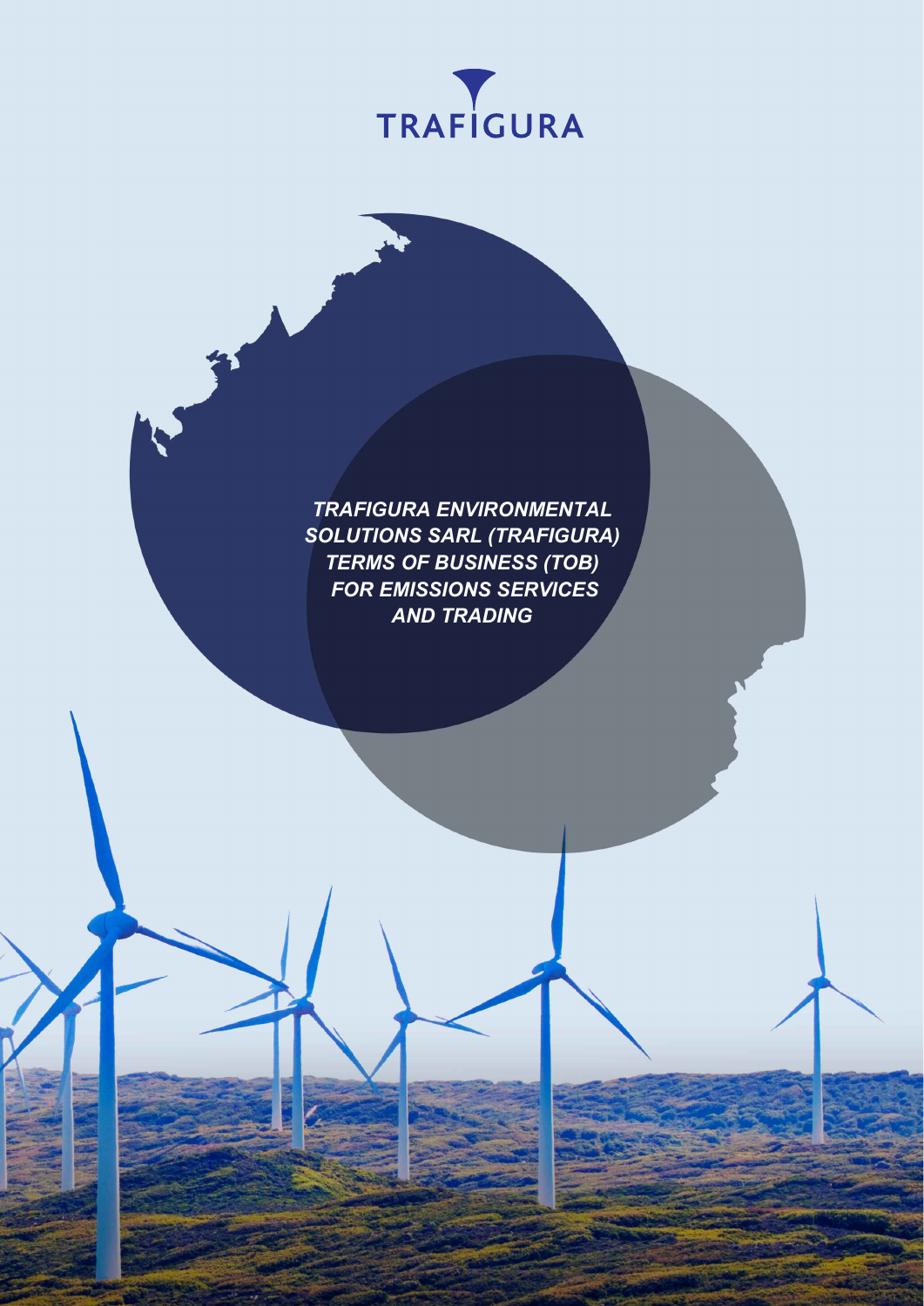TRAFIGURA

# TRAFIGURA ENVIRONMENTAL SOLUTIONS SARL (TRAFIGURA) TERMS OF BUSINESS (TOB) FOR EMISSIONS SERVICES AND TRADING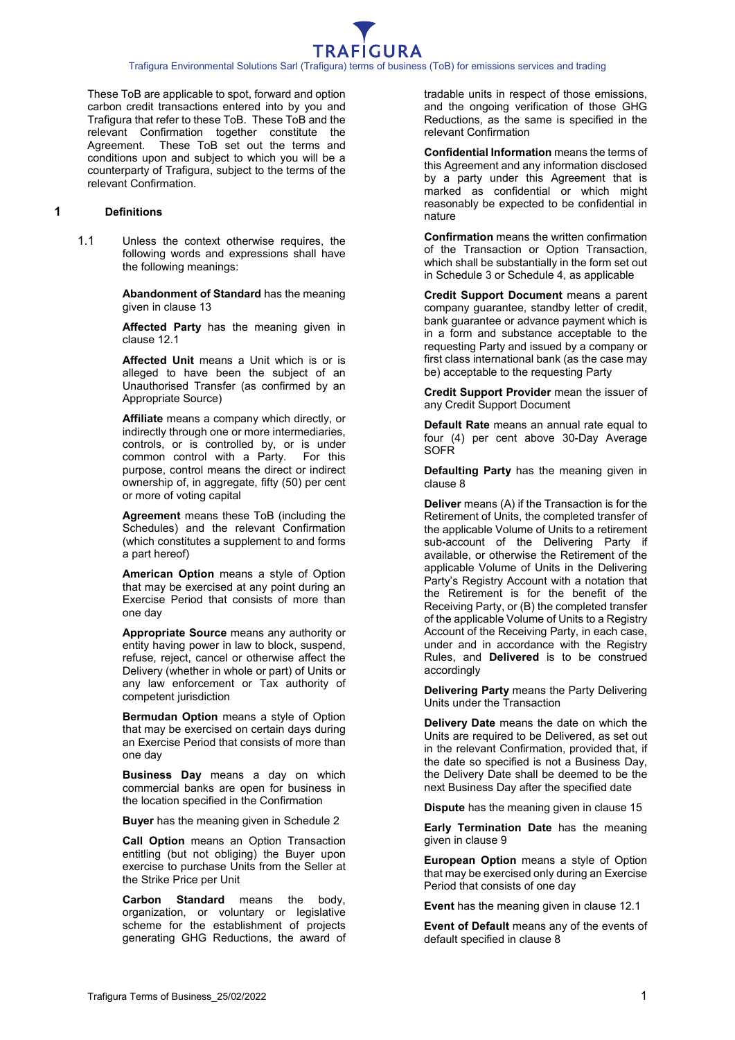These ToB are applicable to spot, forward and option carbon credit transactions entered into by you and Trafigura that refer to these ToB. These ToB and the relevant Confirmation together constitute the Agreement. These ToB set out the terms and conditions upon and subject to which you will be a counterparty of Trafigura, subject to the terms of the relevant Confirmation.

## 1 Definitions

1.1 Unless the context otherwise requires, the following words and expressions shall have the following meanings:

**Abandonment of Standard** has the meaning given in clause 13

**Affected Party** has the meaning given in clause 12.1

**Affected Unit** means a Unit which is or is alleged to have been the subject of an Unauthorised Transfer (as confirmed by an Appropriate Source)

**Affiliate** means a company which directly, or indirectly through one or more intermediaries, controls, or is controlled by, or is under common control with a Party. For this purpose, control means the direct or indirect ownership of, in aggregate, fifty (50) per cent or more of voting capital

**Agreement** means these ToB (including the Schedules) and the relevant Confirmation (which constitutes a supplement to and forms a part hereof)

**American Option** means a style of Option that may be exercised at any point during an Exercise Period that consists of more than one day

**Appropriate Source** means any authority or entity having power in law to block, suspend, refuse, reject, cancel or otherwise affect the Delivery (whether in whole or part) of Units or any law enforcement or Tax authority of competent jurisdiction

**Bermudan Option** means a style of Option that may be exercised on certain days during an Exercise Period that consists of more than one day

**Business Day** means a day on which commercial banks are open for business in the location specified in the Confirmation

**Buyer** has the meaning given in Schedule 2

**Call Option** means an Option Transaction entitling (but not obliging) the Buyer upon exercise to purchase Units from the Seller at the Strike Price per Unit

**Carbon Standard** means the body, organization, or voluntary or legislative scheme for the establishment of projects generating GHG Reductions, the award of tradable units in respect of those emissions, and the ongoing verification of those GHG Reductions, as the same is specified in the relevant Confirmation

**Confidential Information** means the terms of this Agreement and any information disclosed by a party under this Agreement that is marked as confidential or which might reasonably be expected to be confidential in nature

**Confirmation** means the written confirmation of the Transaction or Option Transaction, which shall be substantially in the form set out in Schedule 3 or Schedule 4, as applicable

**Credit Support Document** means a parent company guarantee, standby letter of credit, bank guarantee or advance payment which is in a form and substance acceptable to the requesting Party and issued by a company or first class international bank (as the case may be) acceptable to the requesting Party

**Credit Support Provider** mean the issuer of any Credit Support Document

**Default Rate** means an annual rate equal to four (4) per cent above 30-Day Average SOFR

**Defaulting Party** has the meaning given in clause 8

**Deliver** means (A) if the Transaction is for the Retirement of Units, the completed transfer of the applicable Volume of Units to a retirement sub-account of the Delivering Party if available, or otherwise the Retirement of the applicable Volume of Units in the Delivering Party's Registry Account with a notation that the Retirement is for the benefit of the Receiving Party, or (B) the completed transfer of the applicable Volume of Units to a Registry Account of the Receiving Party, in each case, under and in accordance with the Registry Rules, and **Delivered** is to be construed accordingly

**Delivering Party** means the Party Delivering Units under the Transaction

**Delivery Date** means the date on which the Units are required to be Delivered, as set out in the relevant Confirmation, provided that, if the date so specified is not a Business Day, the Delivery Date shall be deemed to be the next Business Day after the specified date

**Dispute** has the meaning given in clause 15

**Early Termination Date** has the meaning given in clause 9

**European Option** means a style of Option that may be exercised only during an Exercise Period that consists of one day

**Event** has the meaning given in clause 12.1

**Event of Default** means any of the events of default specified in clause 8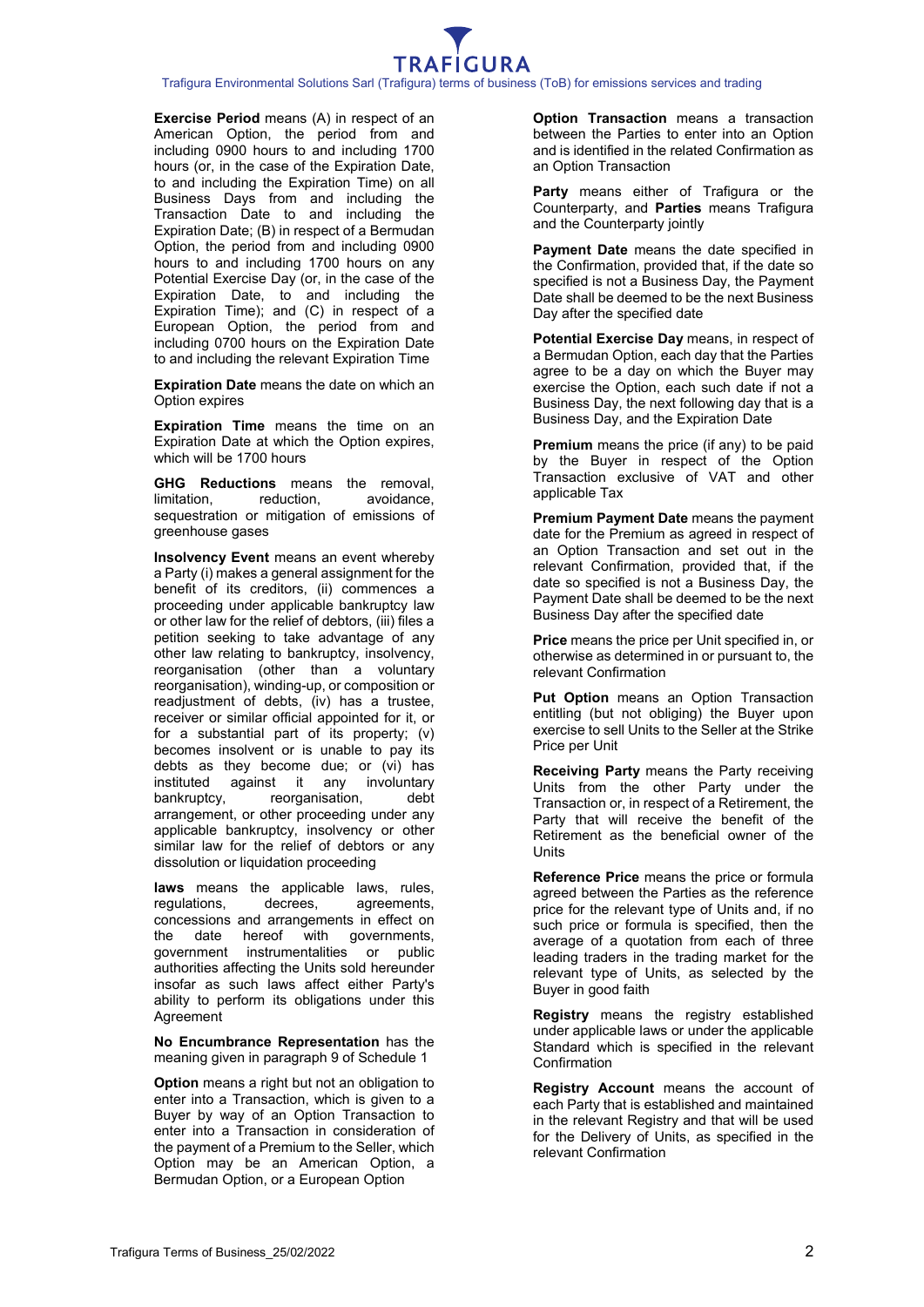**Exercise Period** means (A) in respect of an American Option, the period from and including 0900 hours to and including 1700 hours (or, in the case of the Expiration Date, to and including the Expiration Time) on all Business Days from and including the Transaction Date to and including the Expiration Date; (B) in respect of a Bermudan Option, the period from and including 0900 hours to and including 1700 hours on any Potential Exercise Day (or, in the case of the Expiration Date, to and including the Expiration Time); and (C) in respect of a European Option, the period from and including 0700 hours on the Expiration Date to and including the relevant Expiration Time

**Expiration Date** means the date on which an Option expires

**Expiration Time** means the time on an Expiration Date at which the Option expires, which will be 1700 hours

**GHG Reductions** means the removal, limitation, reduction, avoidance, sequestration or mitigation of emissions of greenhouse gases

**Insolvency Event** means an event whereby a Party (i) makes a general assignment for the benefit of its creditors, (ii) commences a proceeding under applicable bankruptcy law or other law for the relief of debtors, (iii) files a petition seeking to take advantage of any other law relating to bankruptcy, insolvency, reorganisation (other than a voluntary reorganisation), winding-up, or composition or readjustment of debts, (iv) has a trustee, receiver or similar official appointed for it, or for a substantial part of its property; (v) becomes insolvent or is unable to pay its debts as they become due; or (vi) has instituted against it any involuntary bankruptcy, reorganisation, debt arrangement, or other proceeding under any applicable bankruptcy, insolvency or other similar law for the relief of debtors or any dissolution or liquidation proceeding

**laws** means the applicable laws, rules, regulations, decrees, agreements, concessions and arrangements in effect on the date hereof with governments, government instrumentalities or public authorities affecting the Units sold hereunder insofar as such laws affect either Party's ability to perform its obligations under this Agreement

**No Encumbrance Representation** has the meaning given in paragraph 9 of Schedule 1

**Option** means a right but not an obligation to enter into a Transaction, which is given to a Buyer by way of an Option Transaction to enter into a Transaction in consideration of the payment of a Premium to the Seller, which Option may be an American Option, a Bermudan Option, or a European Option

**Option Transaction** means a transaction between the Parties to enter into an Option and is identified in the related Confirmation as an Option Transaction

**Party** means either of Trafigura or the Counterparty, and **Parties** means Trafigura and the Counterparty jointly

**Payment Date** means the date specified in the Confirmation, provided that, if the date so specified is not a Business Day, the Payment Date shall be deemed to be the next Business Day after the specified date

**Potential Exercise Day** means, in respect of a Bermudan Option, each day that the Parties agree to be a day on which the Buyer may exercise the Option, each such date if not a Business Day, the next following day that is a Business Day, and the Expiration Date

**Premium** means the price (if any) to be paid by the Buyer in respect of the Option Transaction exclusive of VAT and other applicable Tax

**Premium Payment Date** means the payment date for the Premium as agreed in respect of an Option Transaction and set out in the relevant Confirmation, provided that, if the date so specified is not a Business Day, the Payment Date shall be deemed to be the next Business Day after the specified date

**Price** means the price per Unit specified in, or otherwise as determined in or pursuant to, the relevant Confirmation

**Put Option** means an Option Transaction entitling (but not obliging) the Buyer upon exercise to sell Units to the Seller at the Strike Price per Unit

**Receiving Party** means the Party receiving Units from the other Party under the Transaction or, in respect of a Retirement, the Party that will receive the benefit of the Retirement as the beneficial owner of the Units

**Reference Price** means the price or formula agreed between the Parties as the reference price for the relevant type of Units and, if no such price or formula is specified, then the average of a quotation from each of three leading traders in the trading market for the relevant type of Units, as selected by the Buyer in good faith

**Registry** means the registry established under applicable laws or under the applicable Standard which is specified in the relevant Confirmation

**Registry Account** means the account of each Party that is established and maintained in the relevant Registry and that will be used for the Delivery of Units, as specified in the relevant Confirmation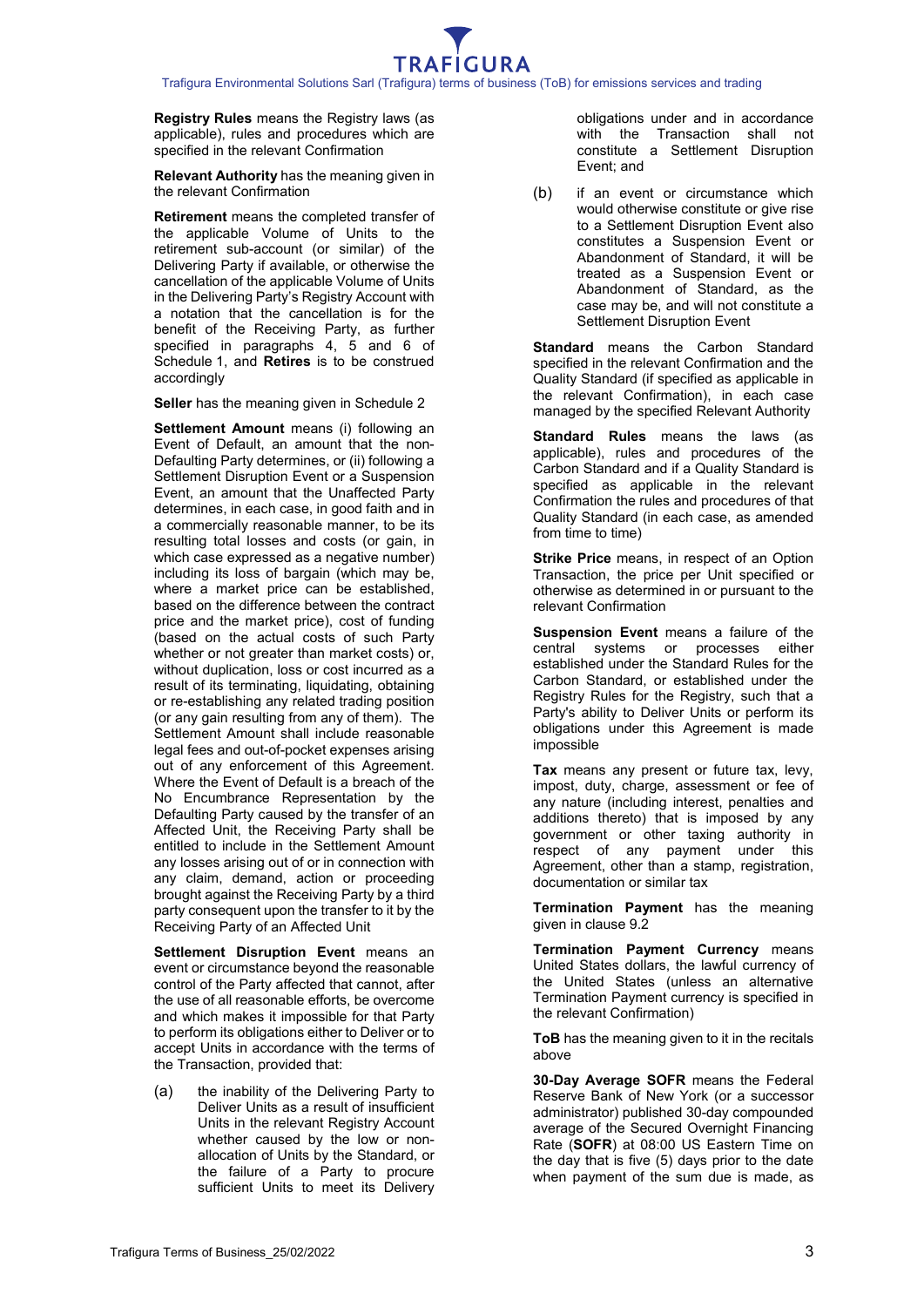**Registry Rules** means the Registry laws (as applicable), rules and procedures which are specified in the relevant Confirmation

**Relevant Authority** has the meaning given in the relevant Confirmation

**Retirement** means the completed transfer of the applicable Volume of Units to the retirement sub-account (or similar) of the Delivering Party if available, or otherwise the cancellation of the applicable Volume of Units in the Delivering Party's Registry Account with a notation that the cancellation is for the benefit of the Receiving Party, as further specified in paragraphs 4, 5 and 6 of Schedule 1, and **Retires** is to be construed accordingly

**Seller** has the meaning given in Schedule 2

**Settlement Amount** means (i) following an Event of Default, an amount that the non-Defaulting Party determines, or (ii) following a Settlement Disruption Event or a Suspension Event, an amount that the Unaffected Party determines, in each case, in good faith and in a commercially reasonable manner, to be its resulting total losses and costs (or gain, in which case expressed as a negative number) including its loss of bargain (which may be, where a market price can be established, based on the difference between the contract price and the market price), cost of funding (based on the actual costs of such Party whether or not greater than market costs) or, without duplication, loss or cost incurred as a result of its terminating, liquidating, obtaining or re-establishing any related trading position (or any gain resulting from any of them). The Settlement Amount shall include reasonable legal fees and out-of-pocket expenses arising out of any enforcement of this Agreement. Where the Event of Default is a breach of the No Encumbrance Representation by the Defaulting Party caused by the transfer of an Affected Unit, the Receiving Party shall be entitled to include in the Settlement Amount any losses arising out of or in connection with any claim, demand, action or proceeding brought against the Receiving Party by a third party consequent upon the transfer to it by the Receiving Party of an Affected Unit

**Settlement Disruption Event** means an event or circumstance beyond the reasonable control of the Party affected that cannot, after the use of all reasonable efforts, be overcome and which makes it impossible for that Party to perform its obligations either to Deliver or to accept Units in accordance with the terms of the Transaction, provided that:

(a) the inability of the Delivering Party to Deliver Units as a result of insufficient Units in the relevant Registry Account whether caused by the low or non-allocation of Units by the Standard, or the failure of a Party to procure sufficient Units to meet its Delivery obligations under and in accordance with the Transaction shall not constitute a Settlement Disruption Event; and

(b) if an event or circumstance which would otherwise constitute or give rise to a Settlement Disruption Event also constitutes a Suspension Event or Abandonment of Standard, it will be treated as a Suspension Event or Abandonment of Standard, as the case may be, and will not constitute a Settlement Disruption Event

**Standard** means the Carbon Standard specified in the relevant Confirmation and the Quality Standard (if specified as applicable in the relevant Confirmation), in each case managed by the specified Relevant Authority

**Standard Rules** means the laws (as applicable), rules and procedures of the Carbon Standard and if a Quality Standard is specified as applicable in the relevant Confirmation the rules and procedures of that Quality Standard (in each case, as amended from time to time)

**Strike Price** means, in respect of an Option Transaction, the price per Unit specified or otherwise as determined in or pursuant to the relevant Confirmation

**Suspension Event** means a failure of the central systems or processes either established under the Standard Rules for the Carbon Standard, or established under the Registry Rules for the Registry, such that a Party's ability to Deliver Units or perform its obligations under this Agreement is made impossible

**Tax** means any present or future tax, levy, impost, duty, charge, assessment or fee of any nature (including interest, penalties and additions thereto) that is imposed by any government or other taxing authority in respect of any payment under this Agreement, other than a stamp, registration, documentation or similar tax

**Termination Payment** has the meaning given in clause 9.2

**Termination Payment Currency** means United States dollars, the lawful currency of the United States (unless an alternative Termination Payment currency is specified in the relevant Confirmation)

**ToB** has the meaning given to it in the recitals above

**30-Day Average SOFR** means the Federal Reserve Bank of New York (or a successor administrator) published 30-day compounded average of the Secured Overnight Financing Rate (**SOFR**) at 08:00 US Eastern Time on the day that is five (5) days prior to the date when payment of the sum due is made, as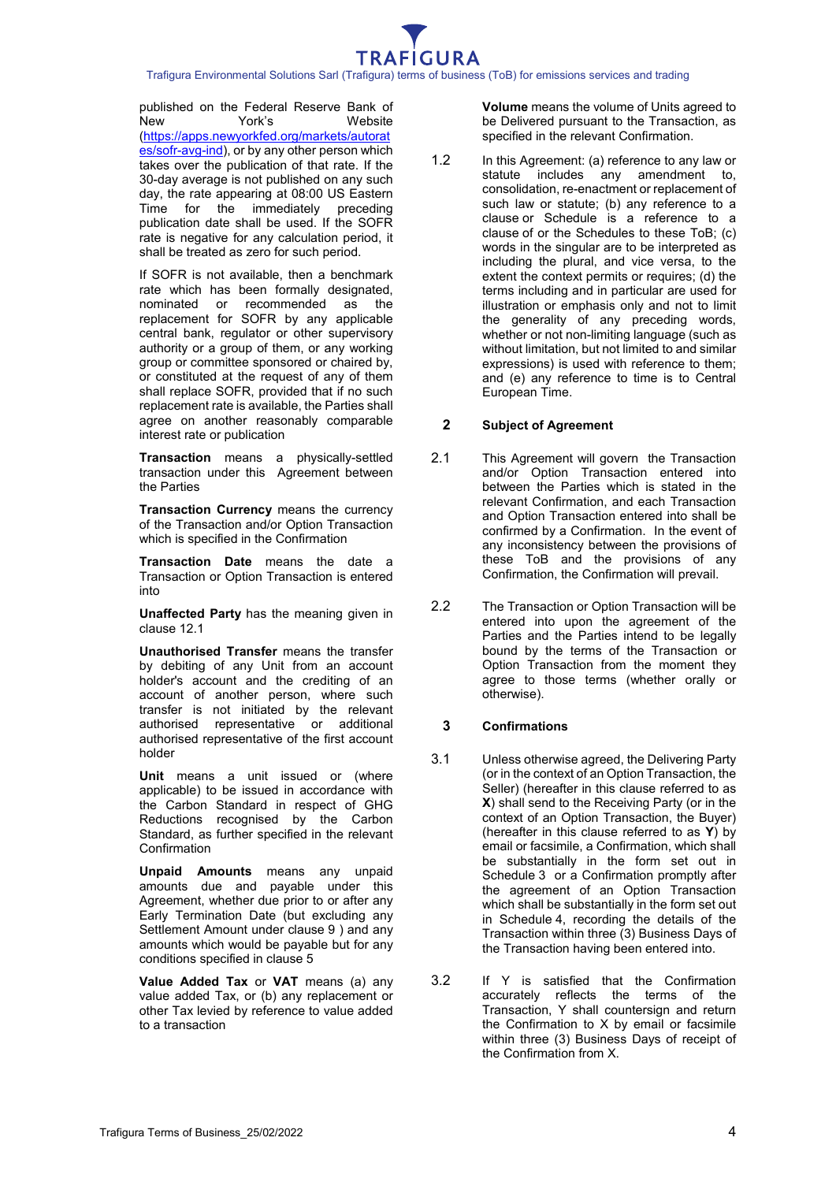published on the Federal Reserve Bank of New York's Website (https://apps.newyorkfed.org/markets/autorates/sofr-avg-ind), or by any other person which takes over the publication of that rate. If the 30-day average is not published on any such day, the rate appearing at 08:00 US Eastern Time for the immediately preceding publication date shall be used. If the SOFR rate is negative for any calculation period, it shall be treated as zero for such period.

If SOFR is not available, then a benchmark rate which has been formally designated, nominated or recommended as the replacement for SOFR by any applicable central bank, regulator or other supervisory authority or a group of them, or any working group or committee sponsored or chaired by, or constituted at the request of any of them shall replace SOFR, provided that if no such replacement rate is available, the Parties shall agree on another reasonably comparable interest rate or publication

**Transaction** means a physically-settled transaction under this Agreement between the Parties

**Transaction Currency** means the currency of the Transaction and/or Option Transaction which is specified in the Confirmation

**Transaction Date** means the date a Transaction or Option Transaction is entered into

**Unaffected Party** has the meaning given in clause 12.1

**Unauthorised Transfer** means the transfer by debiting of any Unit from an account holder's account and the crediting of an account of another person, where such transfer is not initiated by the relevant authorised representative or additional authorised representative of the first account holder

**Unit** means a unit issued or (where applicable) to be issued in accordance with the Carbon Standard in respect of GHG Reductions recognised by the Carbon Standard, as further specified in the relevant Confirmation

**Unpaid Amounts** means any unpaid amounts due and payable under this Agreement, whether due prior to or after any Early Termination Date (but excluding any Settlement Amount under clause 9 ) and any amounts which would be payable but for any conditions specified in clause 5

**Value Added Tax** or **VAT** means (a) any value added Tax, or (b) any replacement or other Tax levied by reference to value added to a transaction

**Volume** means the volume of Units agreed to be Delivered pursuant to the Transaction, as specified in the relevant Confirmation.

1.2 In this Agreement: (a) reference to any law or statute includes any amendment to, consolidation, re-enactment or replacement of such law or statute; (b) any reference to a clause or Schedule is a reference to a clause of or the Schedules to these ToB; (c) words in the singular are to be interpreted as including the plural, and vice versa, to the extent the context permits or requires; (d) the terms including and in particular are used for illustration or emphasis only and not to limit the generality of any preceding words, whether or not non-limiting language (such as without limitation, but not limited to and similar expressions) is used with reference to them; and (e) any reference to time is to Central European Time.

## 2 Subject of Agreement

2.1 This Agreement will govern the Transaction and/or Option Transaction entered into between the Parties which is stated in the relevant Confirmation, and each Transaction and Option Transaction entered into shall be confirmed by a Confirmation. In the event of any inconsistency between the provisions of these ToB and the provisions of any Confirmation, the Confirmation will prevail.

2.2 The Transaction or Option Transaction will be entered into upon the agreement of the Parties and the Parties intend to be legally bound by the terms of the Transaction or Option Transaction from the moment they agree to those terms (whether orally or otherwise).

## 3 Confirmations

3.1 Unless otherwise agreed, the Delivering Party (or in the context of an Option Transaction, the Seller) (hereafter in this clause referred to as **X**) shall send to the Receiving Party (or in the context of an Option Transaction, the Buyer) (hereafter in this clause referred to as **Y**) by email or facsimile, a Confirmation, which shall be substantially in the form set out in Schedule 3 or a Confirmation promptly after the agreement of an Option Transaction which shall be substantially in the form set out in Schedule 4, recording the details of the Transaction within three (3) Business Days of the Transaction having been entered into.

3.2 If Y is satisfied that the Confirmation accurately reflects the terms of the Transaction, Y shall countersign and return the Confirmation to X by email or facsimile within three (3) Business Days of receipt of the Confirmation from X.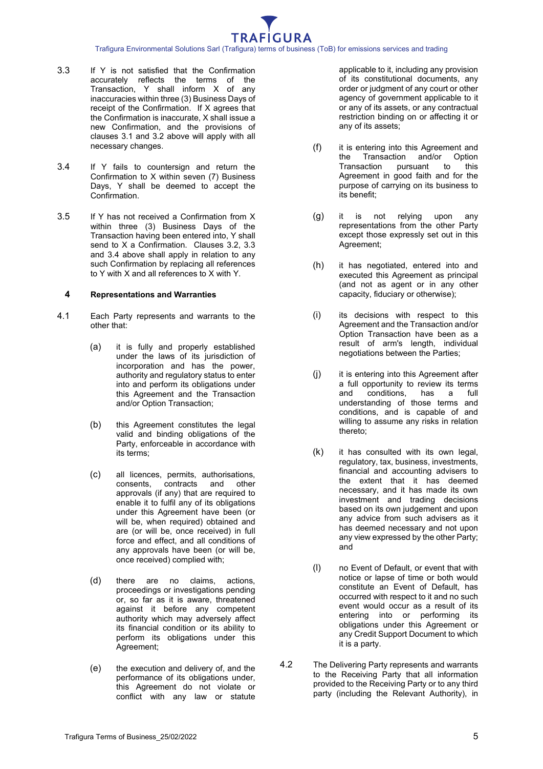3.3 If Y is not satisfied that the Confirmation accurately reflects the terms of the Transaction, Y shall inform X of any inaccuracies within three (3) Business Days of receipt of the Confirmation. If X agrees that the Confirmation is inaccurate, X shall issue a new Confirmation, and the provisions of clauses 3.1 and 3.2 above will apply with all necessary changes.

3.4 If Y fails to countersign and return the Confirmation to X within seven (7) Business Days, Y shall be deemed to accept the Confirmation.

3.5 If Y has not received a Confirmation from X within three (3) Business Days of the Transaction having been entered into, Y shall send to X a Confirmation. Clauses 3.2, 3.3 and 3.4 above shall apply in relation to any such Confirmation by replacing all references to Y with X and all references to X with Y.

## 4 Representations and Warranties

4.1 Each Party represents and warrants to the other that:

(a) it is fully and properly established under the laws of its jurisdiction of incorporation and has the power, authority and regulatory status to enter into and perform its obligations under this Agreement and the Transaction and/or Option Transaction;

(b) this Agreement constitutes the legal valid and binding obligations of the Party, enforceable in accordance with its terms;

(c) all licences, permits, authorisations, consents, contracts and other approvals (if any) that are required to enable it to fulfil any of its obligations under this Agreement have been (or will be, when required) obtained and are (or will be, once received) in full force and effect, and all conditions of any approvals have been (or will be, once received) complied with;

(d) there are no claims, actions, proceedings or investigations pending or, so far as it is aware, threatened against it before any competent authority which may adversely affect its financial condition or its ability to perform its obligations under this Agreement;

(e) the execution and delivery of, and the performance of its obligations under, this Agreement do not violate or conflict with any law or statute applicable to it, including any provision of its constitutional documents, any order or judgment of any court or other agency of government applicable to it or any of its assets, or any contractual restriction binding on or affecting it or any of its assets;

(f) it is entering into this Agreement and the Transaction and/or Option Transaction pursuant to this Agreement in good faith and for the purpose of carrying on its business to its benefit;

(g) it is not relying upon any representations from the other Party except those expressly set out in this Agreement;

(h) it has negotiated, entered into and executed this Agreement as principal (and not as agent or in any other capacity, fiduciary or otherwise);

(i) its decisions with respect to this Agreement and the Transaction and/or Option Transaction have been as a result of arm's length, individual negotiations between the Parties;

(j) it is entering into this Agreement after a full opportunity to review its terms and conditions, has a full understanding of those terms and conditions, and is capable of and willing to assume any risks in relation thereto;

(k) it has consulted with its own legal, regulatory, tax, business, investments, financial and accounting advisers to the extent that it has deemed necessary, and it has made its own investment and trading decisions based on its own judgement and upon any advice from such advisers as it has deemed necessary and not upon any view expressed by the other Party; and

(l) no Event of Default, or event that with notice or lapse of time or both would constitute an Event of Default, has occurred with respect to it and no such event would occur as a result of its entering into or performing its obligations under this Agreement or any Credit Support Document to which it is a party.

4.2 The Delivering Party represents and warrants to the Receiving Party that all information provided to the Receiving Party or to any third party (including the Relevant Authority), in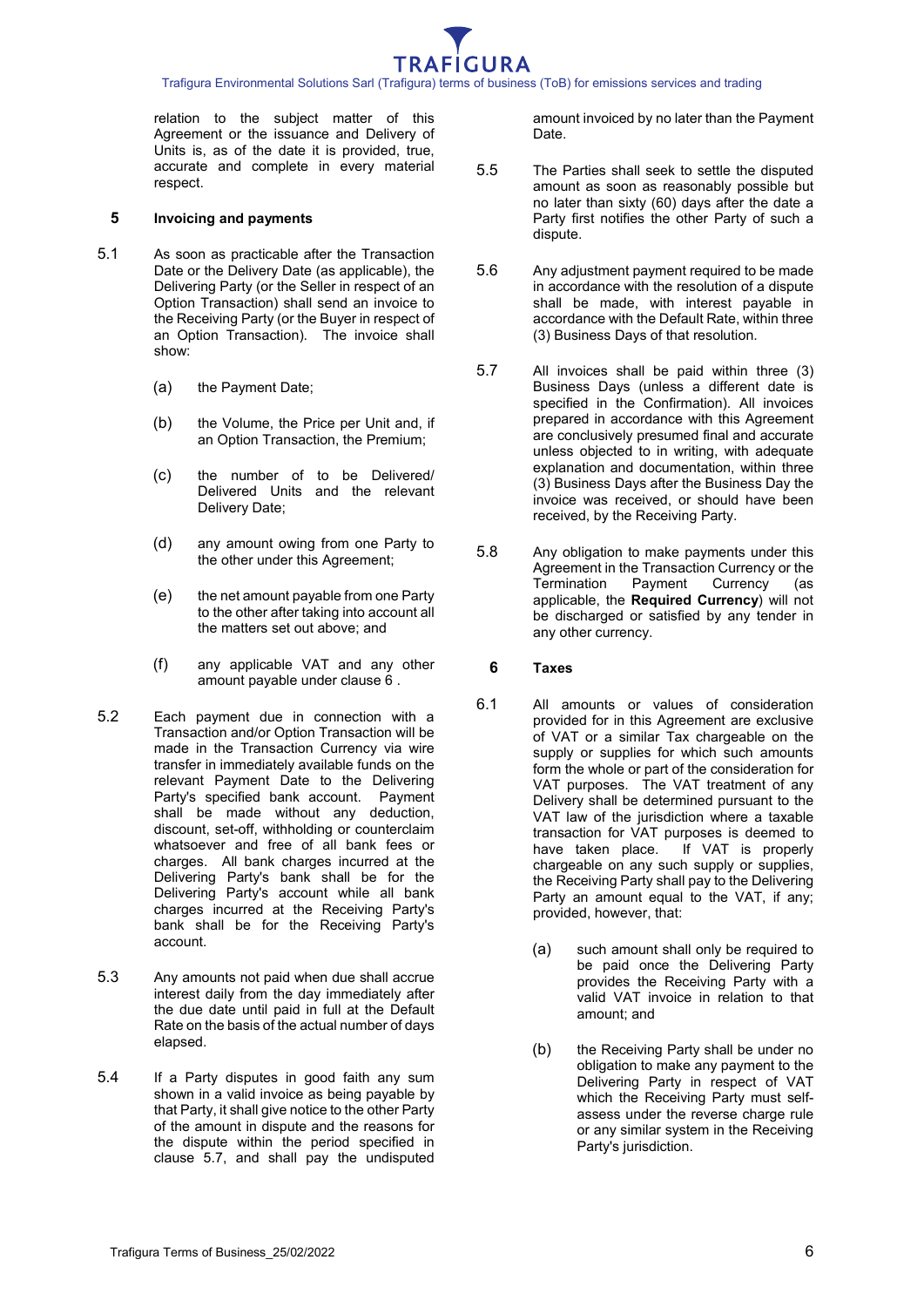relation to the subject matter of this Agreement or the issuance and Delivery of Units is, as of the date it is provided, true, accurate and complete in every material respect.

## 5 Invoicing and payments

5.1 As soon as practicable after the Transaction Date or the Delivery Date (as applicable), the Delivering Party (or the Seller in respect of an Option Transaction) shall send an invoice to the Receiving Party (or the Buyer in respect of an Option Transaction). The invoice shall show:

(a) the Payment Date;

(b) the Volume, the Price per Unit and, if an Option Transaction, the Premium;

(c) the number of to be Delivered/ Delivered Units and the relevant Delivery Date;

(d) any amount owing from one Party to the other under this Agreement;

(e) the net amount payable from one Party to the other after taking into account all the matters set out above; and

(f) any applicable VAT and any other amount payable under clause 6 .

5.2 Each payment due in connection with a Transaction and/or Option Transaction will be made in the Transaction Currency via wire transfer in immediately available funds on the relevant Payment Date to the Delivering Party's specified bank account. Payment shall be made without any deduction, discount, set-off, withholding or counterclaim whatsoever and free of all bank fees or charges. All bank charges incurred at the Delivering Party's bank shall be for the Delivering Party's account while all bank charges incurred at the Receiving Party's bank shall be for the Receiving Party's account.

5.3 Any amounts not paid when due shall accrue interest daily from the day immediately after the due date until paid in full at the Default Rate on the basis of the actual number of days elapsed.

5.4 If a Party disputes in good faith any sum shown in a valid invoice as being payable by that Party, it shall give notice to the other Party of the amount in dispute and the reasons for the dispute within the period specified in clause 5.7, and shall pay the undisputed amount invoiced by no later than the Payment Date.

5.5 The Parties shall seek to settle the disputed amount as soon as reasonably possible but no later than sixty (60) days after the date a Party first notifies the other Party of such a dispute.

5.6 Any adjustment payment required to be made in accordance with the resolution of a dispute shall be made, with interest payable in accordance with the Default Rate, within three (3) Business Days of that resolution.

5.7 All invoices shall be paid within three (3) Business Days (unless a different date is specified in the Confirmation). All invoices prepared in accordance with this Agreement are conclusively presumed final and accurate unless objected to in writing, with adequate explanation and documentation, within three (3) Business Days after the Business Day the invoice was received, or should have been received, by the Receiving Party.

5.8 Any obligation to make payments under this Agreement in the Transaction Currency or the Termination Payment Currency (as applicable, the **Required Currency**) will not be discharged or satisfied by any tender in any other currency.

## 6 Taxes

6.1 All amounts or values of consideration provided for in this Agreement are exclusive of VAT or a similar Tax chargeable on the supply or supplies for which such amounts form the whole or part of the consideration for VAT purposes. The VAT treatment of any Delivery shall be determined pursuant to the VAT law of the jurisdiction where a taxable transaction for VAT purposes is deemed to have taken place. If VAT is properly chargeable on any such supply or supplies, the Receiving Party shall pay to the Delivering Party an amount equal to the VAT, if any; provided, however, that:

(a) such amount shall only be required to be paid once the Delivering Party provides the Receiving Party with a valid VAT invoice in relation to that amount; and

(b) the Receiving Party shall be under no obligation to make any payment to the Delivering Party in respect of VAT which the Receiving Party must self-assess under the reverse charge rule or any similar system in the Receiving Party's jurisdiction.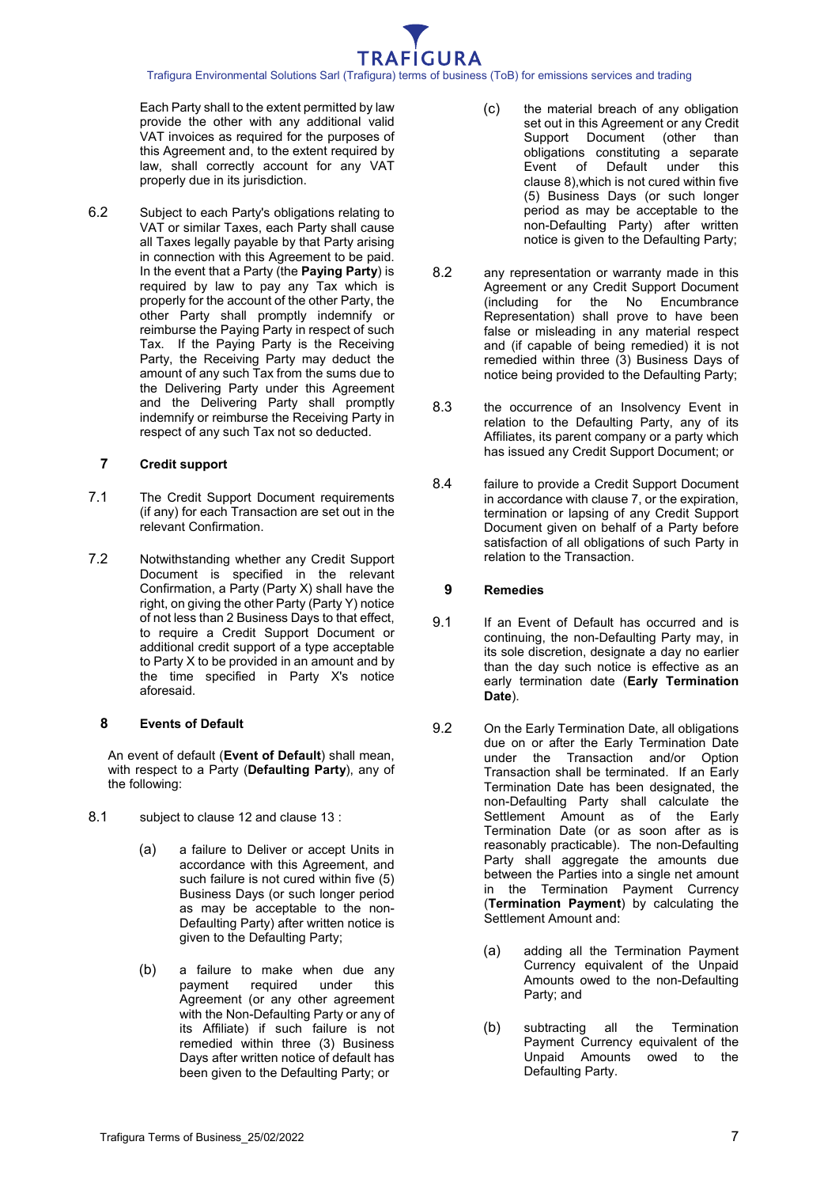Each Party shall to the extent permitted by law provide the other with any additional valid VAT invoices as required for the purposes of this Agreement and, to the extent required by law, shall correctly account for any VAT properly due in its jurisdiction.

6.2 Subject to each Party's obligations relating to VAT or similar Taxes, each Party shall cause all Taxes legally payable by that Party arising in connection with this Agreement to be paid. In the event that a Party (the **Paying Party**) is required by law to pay any Tax which is properly for the account of the other Party, the other Party shall promptly indemnify or reimburse the Paying Party in respect of such Tax. If the Paying Party is the Receiving Party, the Receiving Party may deduct the amount of any such Tax from the sums due to the Delivering Party under this Agreement and the Delivering Party shall promptly indemnify or reimburse the Receiving Party in respect of any such Tax not so deducted.

## 7 Credit support

7.1 The Credit Support Document requirements (if any) for each Transaction are set out in the relevant Confirmation.

7.2 Notwithstanding whether any Credit Support Document is specified in the relevant Confirmation, a Party (Party X) shall have the right, on giving the other Party (Party Y) notice of not less than 2 Business Days to that effect, to require a Credit Support Document or additional credit support of a type acceptable to Party X to be provided in an amount and by the time specified in Party X's notice aforesaid.

## 8 Events of Default

An event of default (**Event of Default**) shall mean, with respect to a Party (**Defaulting Party**), any of the following:

8.1 subject to clause 12 and clause 13 :

(a) a failure to Deliver or accept Units in accordance with this Agreement, and such failure is not cured within five (5) Business Days (or such longer period as may be acceptable to the non-Defaulting Party) after written notice is given to the Defaulting Party;

(b) a failure to make when due any payment required under this Agreement (or any other agreement with the Non-Defaulting Party or any of its Affiliate) if such failure is not remedied within three (3) Business Days after written notice of default has been given to the Defaulting Party; or

(c) the material breach of any obligation set out in this Agreement or any Credit Support Document (other than obligations constituting a separate Event of Default under this clause 8),which is not cured within five (5) Business Days (or such longer period as may be acceptable to the non-Defaulting Party) after written notice is given to the Defaulting Party;

8.2 any representation or warranty made in this Agreement or any Credit Support Document (including for the No Encumbrance Representation) shall prove to have been false or misleading in any material respect and (if capable of being remedied) it is not remedied within three (3) Business Days of notice being provided to the Defaulting Party;

8.3 the occurrence of an Insolvency Event in relation to the Defaulting Party, any of its Affiliates, its parent company or a party which has issued any Credit Support Document; or

8.4 failure to provide a Credit Support Document in accordance with clause 7, or the expiration, termination or lapsing of any Credit Support Document given on behalf of a Party before satisfaction of all obligations of such Party in relation to the Transaction.

## 9 Remedies

9.1 If an Event of Default has occurred and is continuing, the non-Defaulting Party may, in its sole discretion, designate a day no earlier than the day such notice is effective as an early termination date (**Early Termination Date**).

9.2 On the Early Termination Date, all obligations due on or after the Early Termination Date under the Transaction and/or Option Transaction shall be terminated. If an Early Termination Date has been designated, the non-Defaulting Party shall calculate the Settlement Amount as of the Early Termination Date (or as soon after as is reasonably practicable). The non-Defaulting Party shall aggregate the amounts due between the Parties into a single net amount in the Termination Payment Currency (**Termination Payment**) by calculating the Settlement Amount and:

(a) adding all the Termination Payment Currency equivalent of the Unpaid Amounts owed to the non-Defaulting Party; and

(b) subtracting all the Termination Payment Currency equivalent of the Unpaid Amounts owed to the Defaulting Party.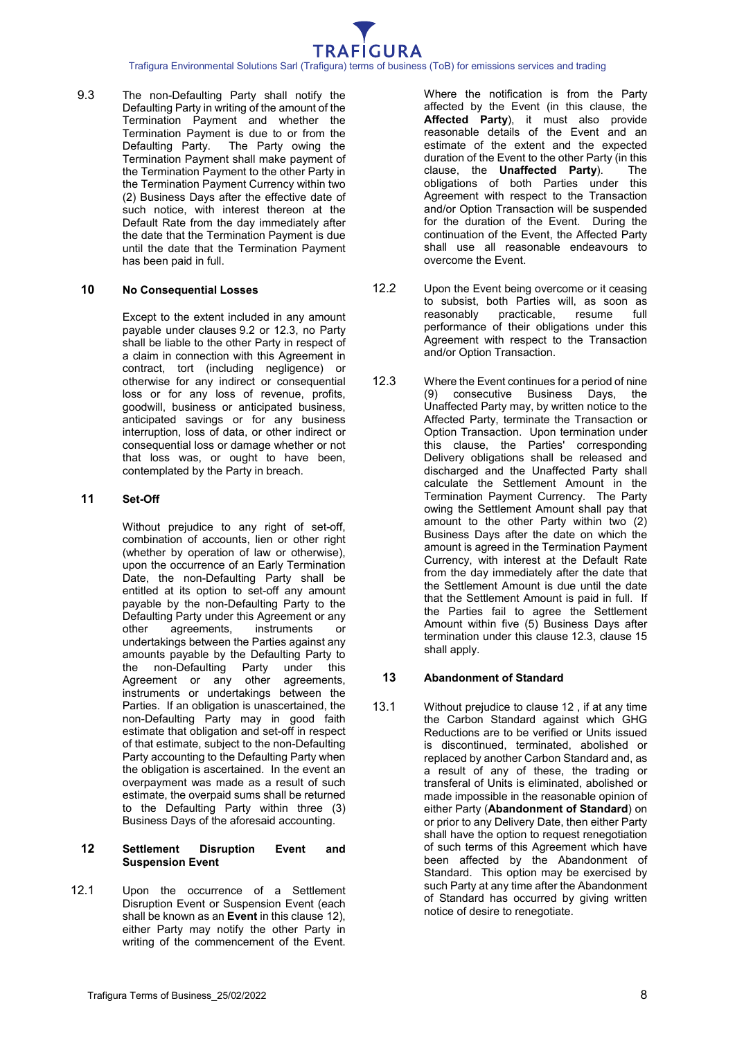9.3 The non-Defaulting Party shall notify the Defaulting Party in writing of the amount of the Termination Payment and whether the Termination Payment is due to or from the Defaulting Party. The Party owing the Termination Payment shall make payment of the Termination Payment to the other Party in the Termination Payment Currency within two (2) Business Days after the effective date of such notice, with interest thereon at the Default Rate from the day immediately after the date that the Termination Payment is due until the date that the Termination Payment has been paid in full.

## 10 No Consequential Losses

Except to the extent included in any amount payable under clauses 9.2 or 12.3, no Party shall be liable to the other Party in respect of a claim in connection with this Agreement in contract, tort (including negligence) or otherwise for any indirect or consequential loss or for any loss of revenue, profits, goodwill, business or anticipated business, anticipated savings or for any business interruption, loss of data, or other indirect or consequential loss or damage whether or not that loss was, or ought to have been, contemplated by the Party in breach.

## 11 Set-Off

Without prejudice to any right of set-off, combination of accounts, lien or other right (whether by operation of law or otherwise), upon the occurrence of an Early Termination Date, the non-Defaulting Party shall be entitled at its option to set-off any amount payable by the non-Defaulting Party to the Defaulting Party under this Agreement or any other agreements, instruments or undertakings between the Parties against any amounts payable by the Defaulting Party to the non-Defaulting Party under this Agreement or any other agreements, instruments or undertakings between the Parties. If an obligation is unascertained, the non-Defaulting Party may in good faith estimate that obligation and set-off in respect of that estimate, subject to the non-Defaulting Party accounting to the Defaulting Party when the obligation is ascertained. In the event an overpayment was made as a result of such estimate, the overpaid sums shall be returned to the Defaulting Party within three (3) Business Days of the aforesaid accounting.

## 12 Settlement Disruption Event and Suspension Event

12.1 Upon the occurrence of a Settlement Disruption Event or Suspension Event (each shall be known as an **Event** in this clause 12), either Party may notify the other Party in writing of the commencement of the Event. Where the notification is from the Party affected by the Event (in this clause, the **Affected Party**), it must also provide reasonable details of the Event and an estimate of the extent and the expected duration of the Event to the other Party (in this clause, the **Unaffected Party**). The obligations of both Parties under this Agreement with respect to the Transaction and/or Option Transaction will be suspended for the duration of the Event. During the continuation of the Event, the Affected Party shall use all reasonable endeavours to overcome the Event.

12.2 Upon the Event being overcome or it ceasing to subsist, both Parties will, as soon as reasonably practicable, resume full performance of their obligations under this Agreement with respect to the Transaction and/or Option Transaction.

12.3 Where the Event continues for a period of nine (9) consecutive Business Days, the Unaffected Party may, by written notice to the Affected Party, terminate the Transaction or Option Transaction. Upon termination under this clause, the Parties' corresponding Delivery obligations shall be released and discharged and the Unaffected Party shall calculate the Settlement Amount in the Termination Payment Currency. The Party owing the Settlement Amount shall pay that amount to the other Party within two (2) Business Days after the date on which the amount is agreed in the Termination Payment Currency, with interest at the Default Rate from the day immediately after the date that the Settlement Amount is due until the date that the Settlement Amount is paid in full. If the Parties fail to agree the Settlement Amount within five (5) Business Days after termination under this clause 12.3, clause 15 shall apply.

## 13 Abandonment of Standard

13.1 Without prejudice to clause 12 , if at any time the Carbon Standard against which GHG Reductions are to be verified or Units issued is discontinued, terminated, abolished or replaced by another Carbon Standard and, as a result of any of these, the trading or transferal of Units is eliminated, abolished or made impossible in the reasonable opinion of either Party (**Abandonment of Standard**) on or prior to any Delivery Date, then either Party shall have the option to request renegotiation of such terms of this Agreement which have been affected by the Abandonment of Standard. This option may be exercised by such Party at any time after the Abandonment of Standard has occurred by giving written notice of desire to renegotiate.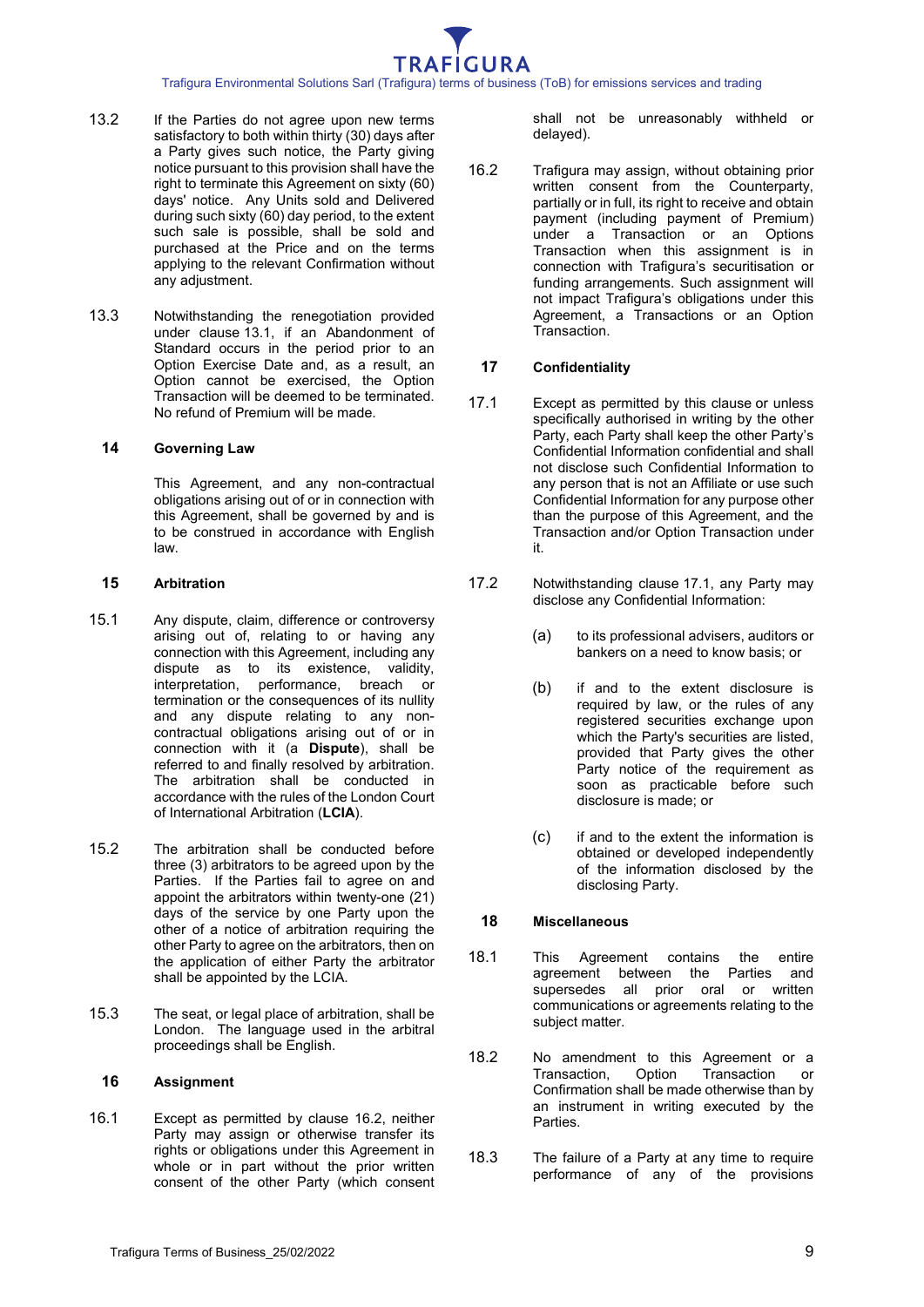13.2 If the Parties do not agree upon new terms satisfactory to both within thirty (30) days after a Party gives such notice, the Party giving notice pursuant to this provision shall have the right to terminate this Agreement on sixty (60) days' notice. Any Units sold and Delivered during such sixty (60) day period, to the extent such sale is possible, shall be sold and purchased at the Price and on the terms applying to the relevant Confirmation without any adjustment.

13.3 Notwithstanding the renegotiation provided under clause 13.1, if an Abandonment of Standard occurs in the period prior to an Option Exercise Date and, as a result, an Option cannot be exercised, the Option Transaction will be deemed to be terminated. No refund of Premium will be made.

## 14 Governing Law

This Agreement, and any non-contractual obligations arising out of or in connection with this Agreement, shall be governed by and is to be construed in accordance with English law.

## 15 Arbitration

15.1 Any dispute, claim, difference or controversy arising out of, relating to or having any connection with this Agreement, including any dispute as to its existence, validity, interpretation, performance, breach or termination or the consequences of its nullity and any dispute relating to any non-contractual obligations arising out of or in connection with it (a **Dispute**), shall be referred to and finally resolved by arbitration. The arbitration shall be conducted in accordance with the rules of the London Court of International Arbitration (**LCIA**).

15.2 The arbitration shall be conducted before three (3) arbitrators to be agreed upon by the Parties. If the Parties fail to agree on and appoint the arbitrators within twenty-one (21) days of the service by one Party upon the other of a notice of arbitration requiring the other Party to agree on the arbitrators, then on the application of either Party the arbitrator shall be appointed by the LCIA.

15.3 The seat, or legal place of arbitration, shall be London. The language used in the arbitral proceedings shall be English.

## 16 Assignment

16.1 Except as permitted by clause 16.2, neither Party may assign or otherwise transfer its rights or obligations under this Agreement in whole or in part without the prior written consent of the other Party (which consent shall not be unreasonably withheld or delayed).

16.2 Trafigura may assign, without obtaining prior written consent from the Counterparty, partially or in full, its right to receive and obtain payment (including payment of Premium) under a Transaction or an Options Transaction when this assignment is in connection with Trafigura's securitisation or funding arrangements. Such assignment will not impact Trafigura's obligations under this Agreement, a Transactions or an Option Transaction.

## 17 Confidentiality

17.1 Except as permitted by this clause or unless specifically authorised in writing by the other Party, each Party shall keep the other Party's Confidential Information confidential and shall not disclose such Confidential Information to any person that is not an Affiliate or use such Confidential Information for any purpose other than the purpose of this Agreement, and the Transaction and/or Option Transaction under it.

17.2 Notwithstanding clause 17.1, any Party may disclose any Confidential Information:

(a) to its professional advisers, auditors or bankers on a need to know basis; or

(b) if and to the extent disclosure is required by law, or the rules of any registered securities exchange upon which the Party's securities are listed, provided that Party gives the other Party notice of the requirement as soon as practicable before such disclosure is made; or

(c) if and to the extent the information is obtained or developed independently of the information disclosed by the disclosing Party.

## 18 Miscellaneous

18.1 This Agreement contains the entire agreement between the Parties and supersedes all prior oral or written communications or agreements relating to the subject matter.

18.2 No amendment to this Agreement or a Transaction, Option Transaction or Confirmation shall be made otherwise than by an instrument in writing executed by the Parties.

18.3 The failure of a Party at any time to require performance of any of the provisions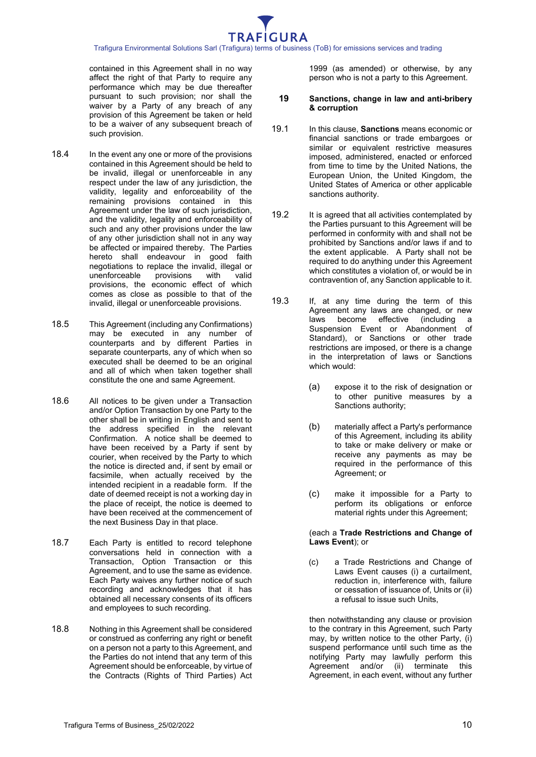contained in this Agreement shall in no way affect the right of that Party to require any performance which may be due thereafter pursuant to such provision; nor shall the waiver by a Party of any breach of any provision of this Agreement be taken or held to be a waiver of any subsequent breach of such provision.

18.4 In the event any one or more of the provisions contained in this Agreement should be held to be invalid, illegal or unenforceable in any respect under the law of any jurisdiction, the validity, legality and enforceability of the remaining provisions contained in this Agreement under the law of such jurisdiction, and the validity, legality and enforceability of such and any other provisions under the law of any other jurisdiction shall not in any way be affected or impaired thereby. The Parties hereto shall endeavour in good faith negotiations to replace the invalid, illegal or unenforceable provisions with valid provisions, the economic effect of which comes as close as possible to that of the invalid, illegal or unenforceable provisions.

18.5 This Agreement (including any Confirmations) may be executed in any number of counterparts and by different Parties in separate counterparts, any of which when so executed shall be deemed to be an original and all of which when taken together shall constitute the one and same Agreement.

18.6 All notices to be given under a Transaction and/or Option Transaction by one Party to the other shall be in writing in English and sent to the address specified in the relevant Confirmation. A notice shall be deemed to have been received by a Party if sent by courier, when received by the Party to which the notice is directed and, if sent by email or facsimile, when actually received by the intended recipient in a readable form. If the date of deemed receipt is not a working day in the place of receipt, the notice is deemed to have been received at the commencement of the next Business Day in that place.

18.7 Each Party is entitled to record telephone conversations held in connection with a Transaction, Option Transaction or this Agreement, and to use the same as evidence. Each Party waives any further notice of such recording and acknowledges that it has obtained all necessary consents of its officers and employees to such recording.

18.8 Nothing in this Agreement shall be considered or construed as conferring any right or benefit on a person not a party to this Agreement, and the Parties do not intend that any term of this Agreement should be enforceable, by virtue of the Contracts (Rights of Third Parties) Act 1999 (as amended) or otherwise, by any person who is not a party to this Agreement.

## 19 Sanctions, change in law and anti-bribery & corruption

19.1 In this clause, **Sanctions** means economic or financial sanctions or trade embargoes or similar or equivalent restrictive measures imposed, administered, enacted or enforced from time to time by the United Nations, the European Union, the United Kingdom, the United States of America or other applicable sanctions authority.

19.2 It is agreed that all activities contemplated by the Parties pursuant to this Agreement will be performed in conformity with and shall not be prohibited by Sanctions and/or laws if and to the extent applicable. A Party shall not be required to do anything under this Agreement which constitutes a violation of, or would be in contravention of, any Sanction applicable to it.

19.3 If, at any time during the term of this Agreement any laws are changed, or new laws become effective (including a Suspension Event or Abandonment of Standard), or Sanctions or other trade restrictions are imposed, or there is a change in the interpretation of laws or Sanctions which would:

(a) expose it to the risk of designation or to other punitive measures by a Sanctions authority;

(b) materially affect a Party's performance of this Agreement, including its ability to take or make delivery or make or receive any payments as may be required in the performance of this Agreement; or

(c) make it impossible for a Party to perform its obligations or enforce material rights under this Agreement;

(each a **Trade Restrictions and Change of Laws Event**); or

(c) a Trade Restrictions and Change of Laws Event causes (i) a curtailment, reduction in, interference with, failure or cessation of issuance of, Units or (ii) a refusal to issue such Units,

then notwithstanding any clause or provision to the contrary in this Agreement, such Party may, by written notice to the other Party, (i) suspend performance until such time as the notifying Party may lawfully perform this Agreement and/or (ii) terminate this Agreement, in each event, without any further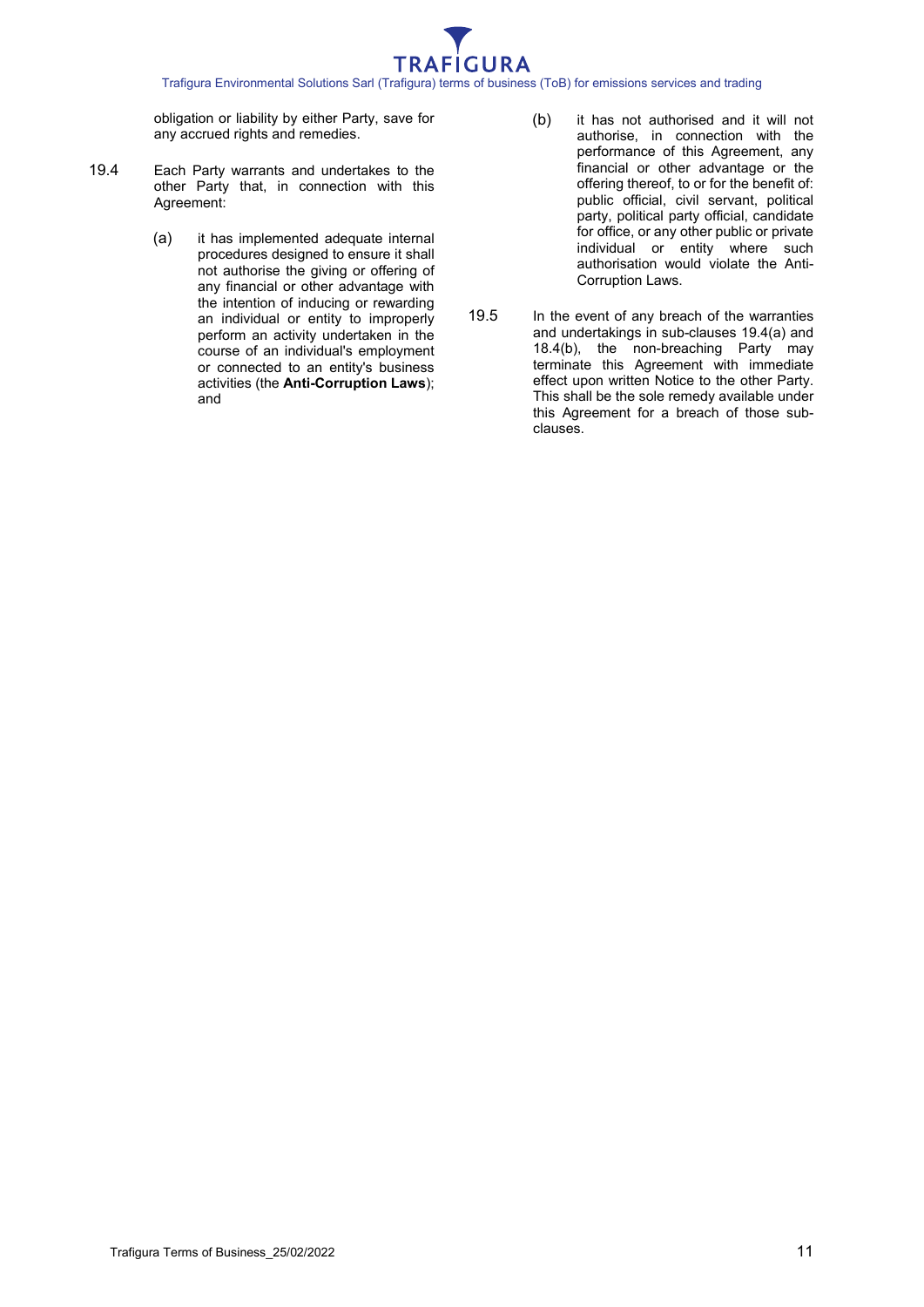obligation or liability by either Party, save for any accrued rights and remedies.

19.4 Each Party warrants and undertakes to the other Party that, in connection with this Agreement:

(a) it has implemented adequate internal procedures designed to ensure it shall not authorise the giving or offering of any financial or other advantage with the intention of inducing or rewarding an individual or entity to improperly perform an activity undertaken in the course of an individual's employment or connected to an entity's business activities (the **Anti-Corruption Laws**); and

(b) it has not authorised and it will not authorise, in connection with the performance of this Agreement, any financial or other advantage or the offering thereof, to or for the benefit of: public official, civil servant, political party, political party official, candidate for office, or any other public or private individual or entity where such authorisation would violate the Anti-Corruption Laws.

19.5 In the event of any breach of the warranties and undertakings in sub-clauses 19.4(a) and 18.4(b), the non-breaching Party may terminate this Agreement with immediate effect upon written Notice to the other Party. This shall be the sole remedy available under this Agreement for a breach of those sub-clauses.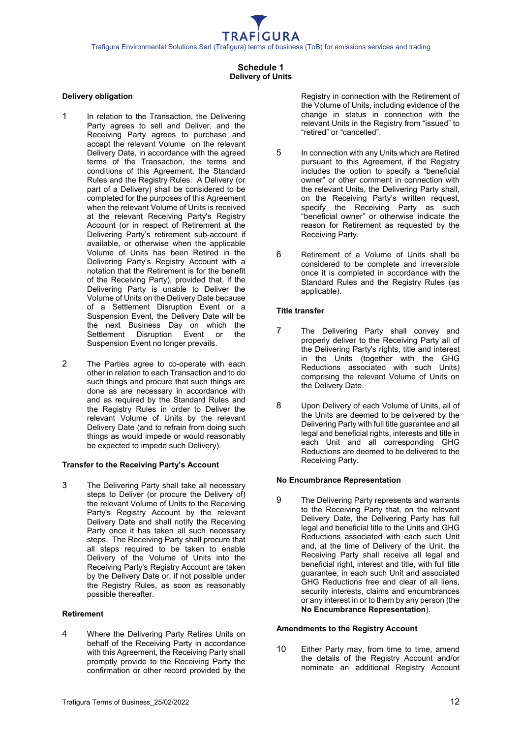# Schedule 1
## Delivery of Units

**Delivery obligation**

1 In relation to the Transaction, the Delivering Party agrees to sell and Deliver, and the Receiving Party agrees to purchase and accept the relevant Volume on the relevant Delivery Date, in accordance with the agreed terms of the Transaction, the terms and conditions of this Agreement, the Standard Rules and the Registry Rules. A Delivery (or part of a Delivery) shall be considered to be completed for the purposes of this Agreement when the relevant Volume of Units is received at the relevant Receiving Party's Registry Account (or in respect of Retirement at the Delivering Party's retirement sub-account if available, or otherwise when the applicable Volume of Units has been Retired in the Delivering Party's Registry Account with a notation that the Retirement is for the benefit of the Receiving Party), provided that, if the Delivering Party is unable to Deliver the Volume of Units on the Delivery Date because of a Settlement Disruption Event or a Suspension Event, the Delivery Date will be the next Business Day on which the Settlement Disruption Event or the Suspension Event no longer prevails.

2 The Parties agree to co-operate with each other in relation to each Transaction and to do such things and procure that such things are done as are necessary in accordance with and as required by the Standard Rules and the Registry Rules in order to Deliver the relevant Volume of Units by the relevant Delivery Date (and to refrain from doing such things as would impede or would reasonably be expected to impede such Delivery).

**Transfer to the Receiving Party's Account**

3 The Delivering Party shall take all necessary steps to Deliver (or procure the Delivery of) the relevant Volume of Units to the Receiving Party's Registry Account by the relevant Delivery Date and shall notify the Receiving Party once it has taken all such necessary steps. The Receiving Party shall procure that all steps required to be taken to enable Delivery of the Volume of Units into the Receiving Party's Registry Account are taken by the Delivery Date or, if not possible under the Registry Rules, as soon as reasonably possible thereafter.

**Retirement**

4 Where the Delivering Party Retires Units on behalf of the Receiving Party in accordance with this Agreement, the Receiving Party shall promptly provide to the Receiving Party the confirmation or other record provided by the Registry in connection with the Retirement of the Volume of Units, including evidence of the change in status in connection with the relevant Units in the Registry from "issued" to "retired" or "cancelled".

5 In connection with any Units which are Retired pursuant to this Agreement, if the Registry includes the option to specify a "beneficial owner" or other comment in connection with the relevant Units, the Delivering Party shall, on the Receiving Party's written request, specify the Receiving Party as such "beneficial owner" or otherwise indicate the reason for Retirement as requested by the Receiving Party.

6 Retirement of a Volume of Units shall be considered to be complete and irreversible once it is completed in accordance with the Standard Rules and the Registry Rules (as applicable).

**Title transfer**

7 The Delivering Party shall convey and properly deliver to the Receiving Party all of the Delivering Party's rights, title and interest in the Units (together with the GHG Reductions associated with such Units) comprising the relevant Volume of Units on the Delivery Date.

8 Upon Delivery of each Volume of Units, all of the Units are deemed to be delivered by the Delivering Party with full title guarantee and all legal and beneficial rights, interests and title in each Unit and all corresponding GHG Reductions are deemed to be delivered to the Receiving Party.

**No Encumbrance Representation**

9 The Delivering Party represents and warrants to the Receiving Party that, on the relevant Delivery Date, the Delivering Party has full legal and beneficial title to the Units and GHG Reductions associated with each such Unit and, at the time of Delivery of the Unit, the Receiving Party shall receive all legal and beneficial right, interest and title, with full title guarantee, in each such Unit and associated GHG Reductions free and clear of all liens, security interests, claims and encumbrances or any interest in or to them by any person (the **No Encumbrance Representation**).

**Amendments to the Registry Account**

10 Either Party may, from time to time, amend the details of the Registry Account and/or nominate an additional Registry Account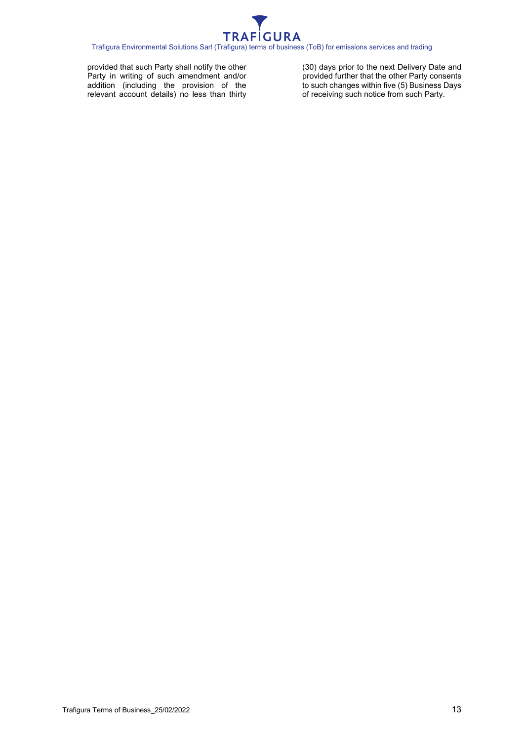provided that such Party shall notify the other Party in writing of such amendment and/or addition (including the provision of the relevant account details) no less than thirty (30) days prior to the next Delivery Date and provided further that the other Party consents to such changes within five (5) Business Days of receiving such notice from such Party.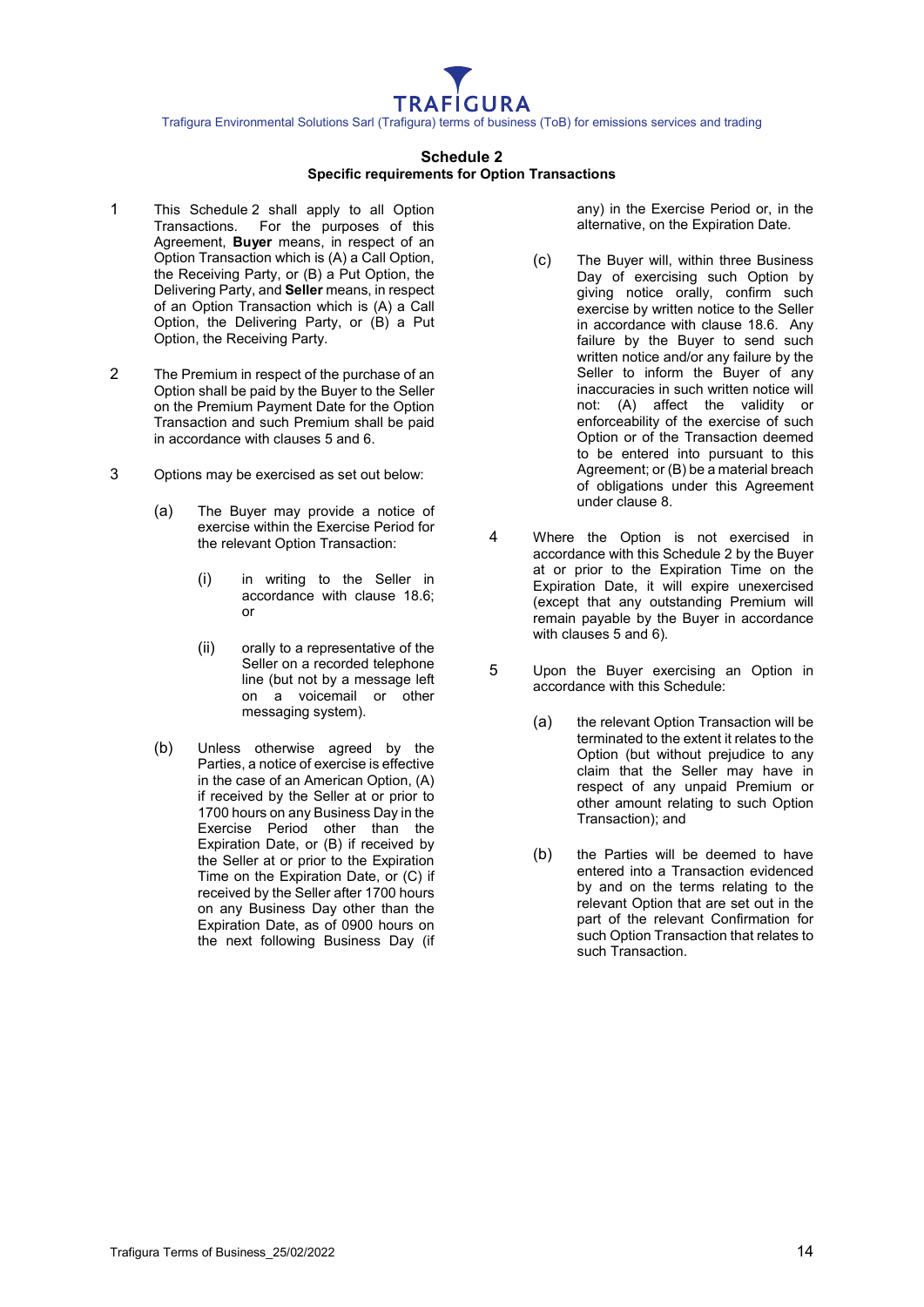## Schedule 2
### Specific requirements for Option Transactions

1 This Schedule 2 shall apply to all Option Transactions. For the purposes of this Agreement, **Buyer** means, in respect of an Option Transaction which is (A) a Call Option, the Receiving Party, or (B) a Put Option, the Delivering Party, and **Seller** means, in respect of an Option Transaction which is (A) a Call Option, the Delivering Party, or (B) a Put Option, the Receiving Party.

2 The Premium in respect of the purchase of an Option shall be paid by the Buyer to the Seller on the Premium Payment Date for the Option Transaction and such Premium shall be paid in accordance with clauses 5 and 6.

3 Options may be exercised as set out below:

(a) The Buyer may provide a notice of exercise within the Exercise Period for the relevant Option Transaction:

(i) in writing to the Seller in accordance with clause 18.6; or

(ii) orally to a representative of the Seller on a recorded telephone line (but not by a message left on a voicemail or other messaging system).

(b) Unless otherwise agreed by the Parties, a notice of exercise is effective in the case of an American Option, (A) if received by the Seller at or prior to 1700 hours on any Business Day in the Exercise Period other than the Expiration Date, or (B) if received by the Seller at or prior to the Expiration Time on the Expiration Date, or (C) if received by the Seller after 1700 hours on any Business Day other than the Expiration Date, as of 0900 hours on the next following Business Day (if any) in the Exercise Period or, in the alternative, on the Expiration Date.

(c) The Buyer will, within three Business Day of exercising such Option by giving notice orally, confirm such exercise by written notice to the Seller in accordance with clause 18.6. Any failure by the Buyer to send such written notice and/or any failure by the Seller to inform the Buyer of any inaccuracies in such written notice will not: (A) affect the validity or enforceability of the exercise of such Option or of the Transaction deemed to be entered into pursuant to this Agreement; or (B) be a material breach of obligations under this Agreement under clause 8.

4 Where the Option is not exercised in accordance with this Schedule 2 by the Buyer at or prior to the Expiration Time on the Expiration Date, it will expire unexercised (except that any outstanding Premium will remain payable by the Buyer in accordance with clauses 5 and 6).

5 Upon the Buyer exercising an Option in accordance with this Schedule:

(a) the relevant Option Transaction will be terminated to the extent it relates to the Option (but without prejudice to any claim that the Seller may have in respect of any unpaid Premium or other amount relating to such Option Transaction); and

(b) the Parties will be deemed to have entered into a Transaction evidenced by and on the terms relating to the relevant Option that are set out in the part of the relevant Confirmation for such Option Transaction that relates to such Transaction.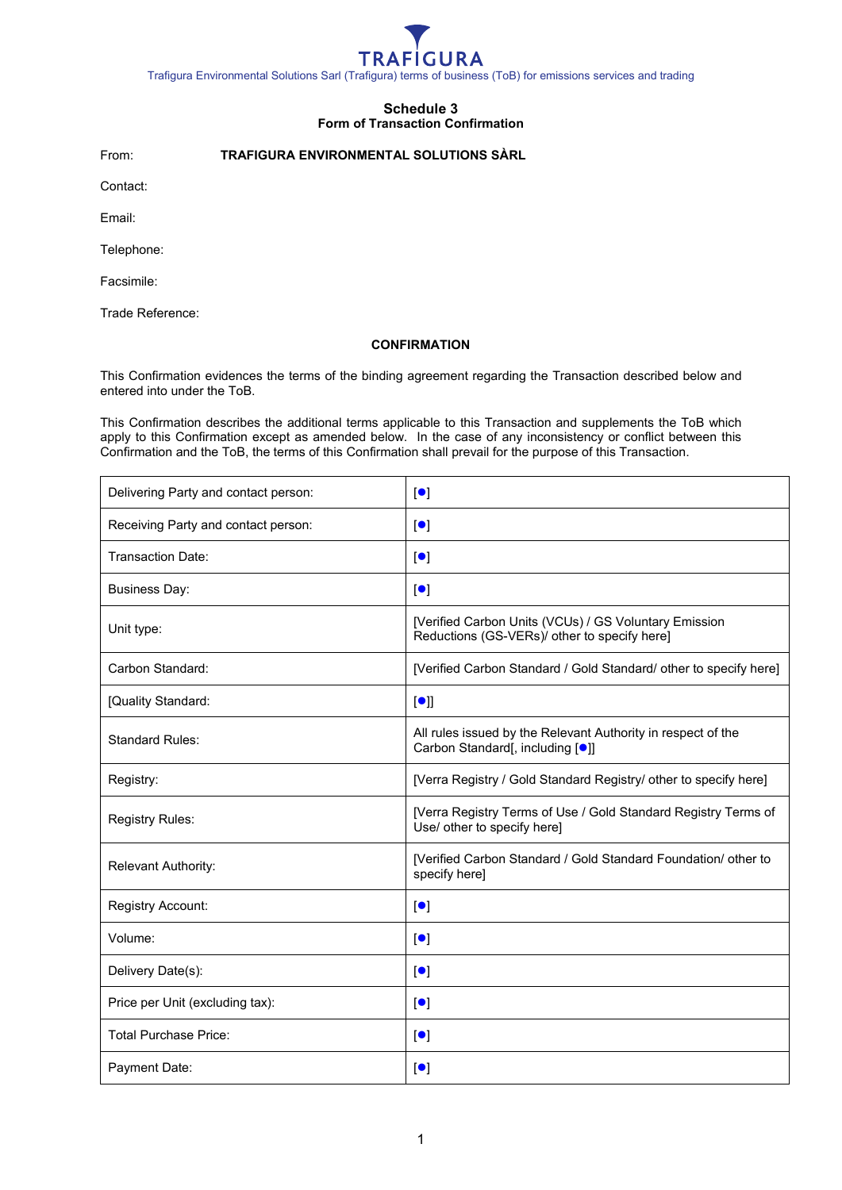## Schedule 3
### Form of Transaction Confirmation

From: **TRAFIGURA ENVIRONMENTAL SOLUTIONS SÀRL**

Contact:

Email:

Telephone:

Facsimile:

Trade Reference:

**CONFIRMATION**

This Confirmation evidences the terms of the binding agreement regarding the Transaction described below and entered into under the ToB.

This Confirmation describes the additional terms applicable to this Transaction and supplements the ToB which apply to this Confirmation except as amended below. In the case of any inconsistency or conflict between this Confirmation and the ToB, the terms of this Confirmation shall prevail for the purpose of this Transaction.

| | |
|---|---|
| Delivering Party and contact person: | [●] |
| Receiving Party and contact person: | [●] |
| Transaction Date: | [●] |
| Business Day: | [●] |
| Unit type: | [Verified Carbon Units (VCUs) / GS Voluntary Emission Reductions (GS-VERs)/ other to specify here] |
| Carbon Standard: | [Verified Carbon Standard / Gold Standard/ other to specify here] |
| [Quality Standard: | [●]] |
| Standard Rules: | All rules issued by the Relevant Authority in respect of the Carbon Standard[, including [●]] |
| Registry: | [Verra Registry / Gold Standard Registry/ other to specify here] |
| Registry Rules: | [Verra Registry Terms of Use / Gold Standard Registry Terms of Use/ other to specify here] |
| Relevant Authority: | [Verified Carbon Standard / Gold Standard Foundation/ other to specify here] |
| Registry Account: | [●] |
| Volume: | [●] |
| Delivery Date(s): | [●] |
| Price per Unit (excluding tax): | [●] |
| Total Purchase Price: | [●] |
| Payment Date: | [●] |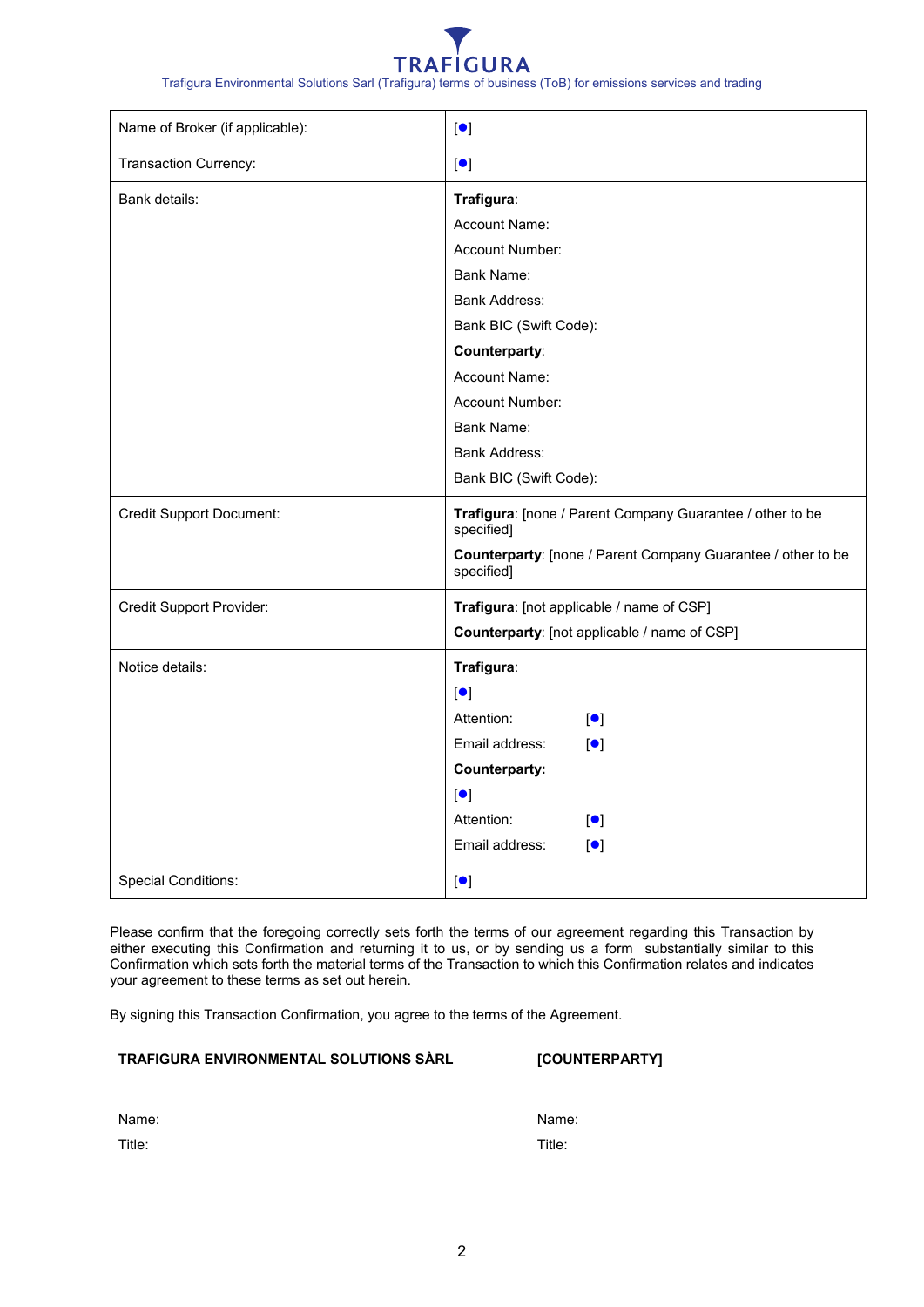| | |
|---|---|
| Name of Broker (if applicable): | [●] |
| Transaction Currency: | [●] |
| Bank details: | **Trafigura**:<br>Account Name:<br>Account Number:<br>Bank Name:<br>Bank Address:<br>Bank BIC (Swift Code):<br>**Counterparty**:<br>Account Name:<br>Account Number:<br>Bank Name:<br>Bank Address:<br>Bank BIC (Swift Code): |
| Credit Support Document: | **Trafigura**: [none / Parent Company Guarantee / other to be specified]<br>**Counterparty**: [none / Parent Company Guarantee / other to be specified] |
| Credit Support Provider: | **Trafigura**: [not applicable / name of CSP]<br>**Counterparty**: [not applicable / name of CSP] |
| Notice details: | **Trafigura**:<br>[●]<br>Attention: [●]<br>Email address: [●]<br>**Counterparty:**<br>[●]<br>Attention: [●]<br>Email address: [●] |
| Special Conditions: | [●] |

Please confirm that the foregoing correctly sets forth the terms of our agreement regarding this Transaction by either executing this Confirmation and returning it to us, or by sending us a form substantially similar to this Confirmation which sets forth the material terms of the Transaction to which this Confirmation relates and indicates your agreement to these terms as set out herein.

By signing this Transaction Confirmation, you agree to the terms of the Agreement.

| **TRAFIGURA ENVIRONMENTAL SOLUTIONS SÀRL** | **[COUNTERPARTY]** |
|---|---|
| Name: | Name: |
| Title: | Title: |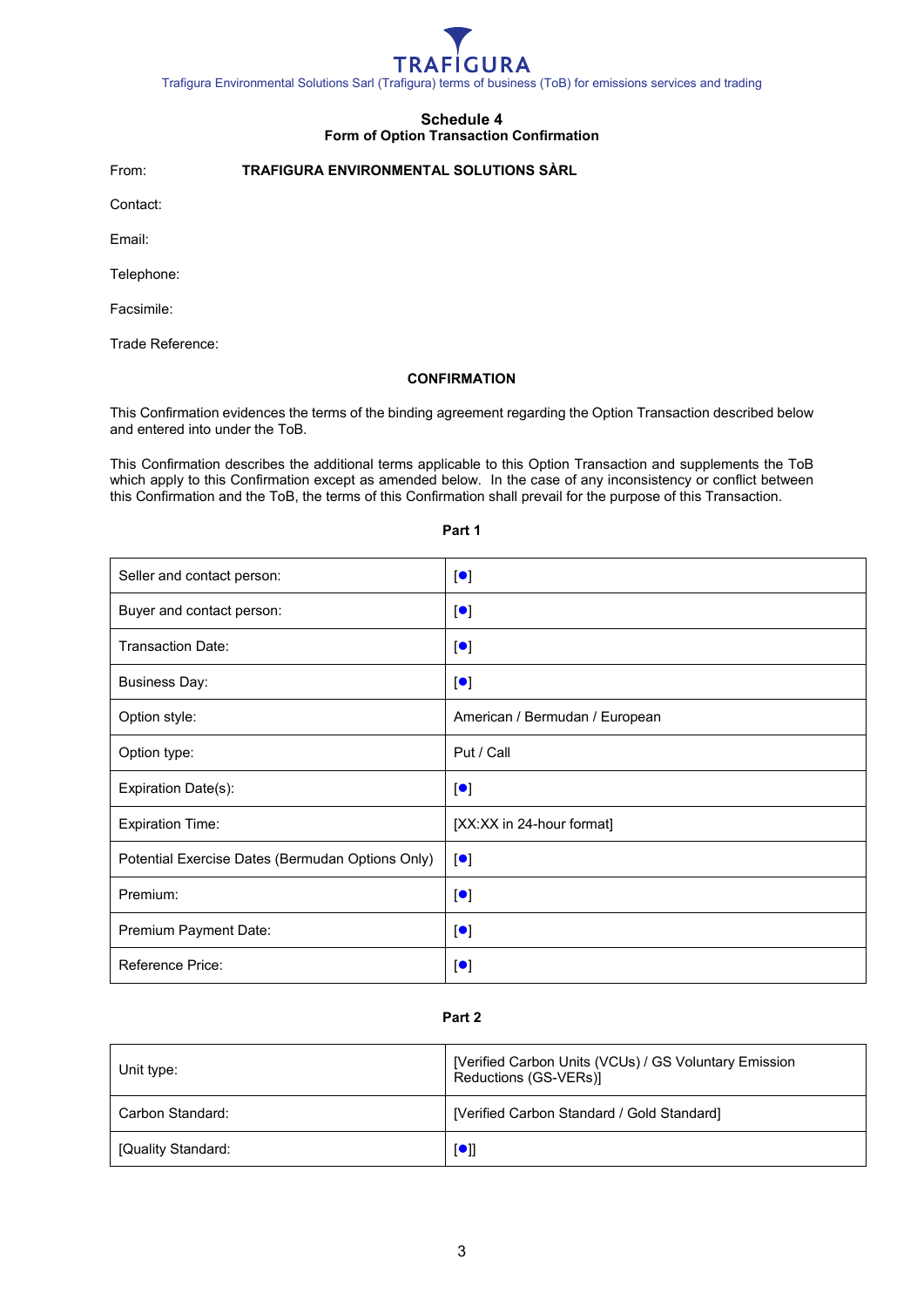## Schedule 4
### Form of Option Transaction Confirmation

From: **TRAFIGURA ENVIRONMENTAL SOLUTIONS SÀRL**

Contact:

Email:

Telephone:

Facsimile:

Trade Reference:

**CONFIRMATION**

This Confirmation evidences the terms of the binding agreement regarding the Option Transaction described below and entered into under the ToB.

This Confirmation describes the additional terms applicable to this Option Transaction and supplements the ToB which apply to this Confirmation except as amended below. In the case of any inconsistency or conflict between this Confirmation and the ToB, the terms of this Confirmation shall prevail for the purpose of this Transaction.

**Part 1**

| | |
|---|---|
| Seller and contact person: | [●] |
| Buyer and contact person: | [●] |
| Transaction Date: | [●] |
| Business Day: | [●] |
| Option style: | American / Bermudan / European |
| Option type: | Put / Call |
| Expiration Date(s): | [●] |
| Expiration Time: | [XX:XX in 24-hour format] |
| Potential Exercise Dates (Bermudan Options Only) | [●] |
| Premium: | [●] |
| Premium Payment Date: | [●] |
| Reference Price: | [●] |

**Part 2**

| | |
|---|---|
| Unit type: | [Verified Carbon Units (VCUs) / GS Voluntary Emission Reductions (GS-VERs)] |
| Carbon Standard: | [Verified Carbon Standard / Gold Standard] |
| [Quality Standard: | [●]] |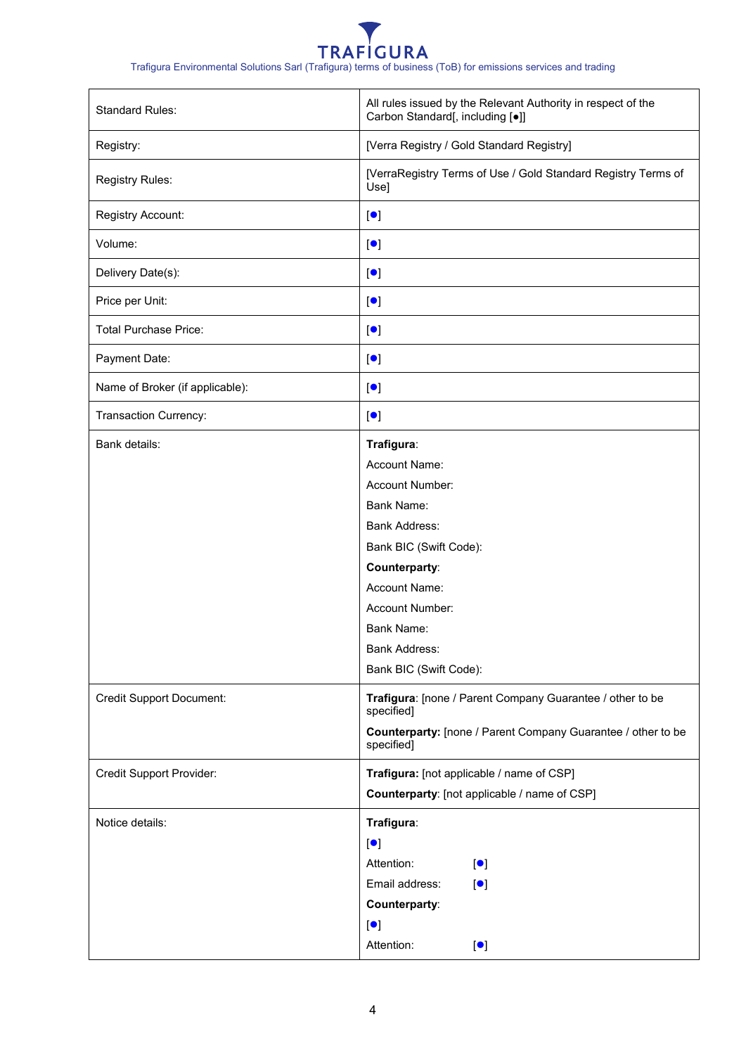| | |
|---|---|
| Standard Rules: | All rules issued by the Relevant Authority in respect of the Carbon Standard[, including [●]] |
| Registry: | [Verra Registry / Gold Standard Registry] |
| Registry Rules: | [VerraRegistry Terms of Use / Gold Standard Registry Terms of Use] |
| Registry Account: | [●] |
| Volume: | [●] |
| Delivery Date(s): | [●] |
| Price per Unit: | [●] |
| Total Purchase Price: | [●] |
| Payment Date: | [●] |
| Name of Broker (if applicable): | [●] |
| Transaction Currency: | [●] |
| Bank details: | **Trafigura**:<br>Account Name:<br>Account Number:<br>Bank Name:<br>Bank Address:<br>Bank BIC (Swift Code):<br>**Counterparty**:<br>Account Name:<br>Account Number:<br>Bank Name:<br>Bank Address:<br>Bank BIC (Swift Code): |
| Credit Support Document: | **Trafigura**: [none / Parent Company Guarantee / other to be specified]<br>**Counterparty:** [none / Parent Company Guarantee / other to be specified] |
| Credit Support Provider: | **Trafigura:** [not applicable / name of CSP]<br>**Counterparty**: [not applicable / name of CSP] |
| Notice details: | **Trafigura**:<br>[●]<br>Attention: [●]<br>Email address: [●]<br>**Counterparty**:<br>[●]<br>Attention: [●] |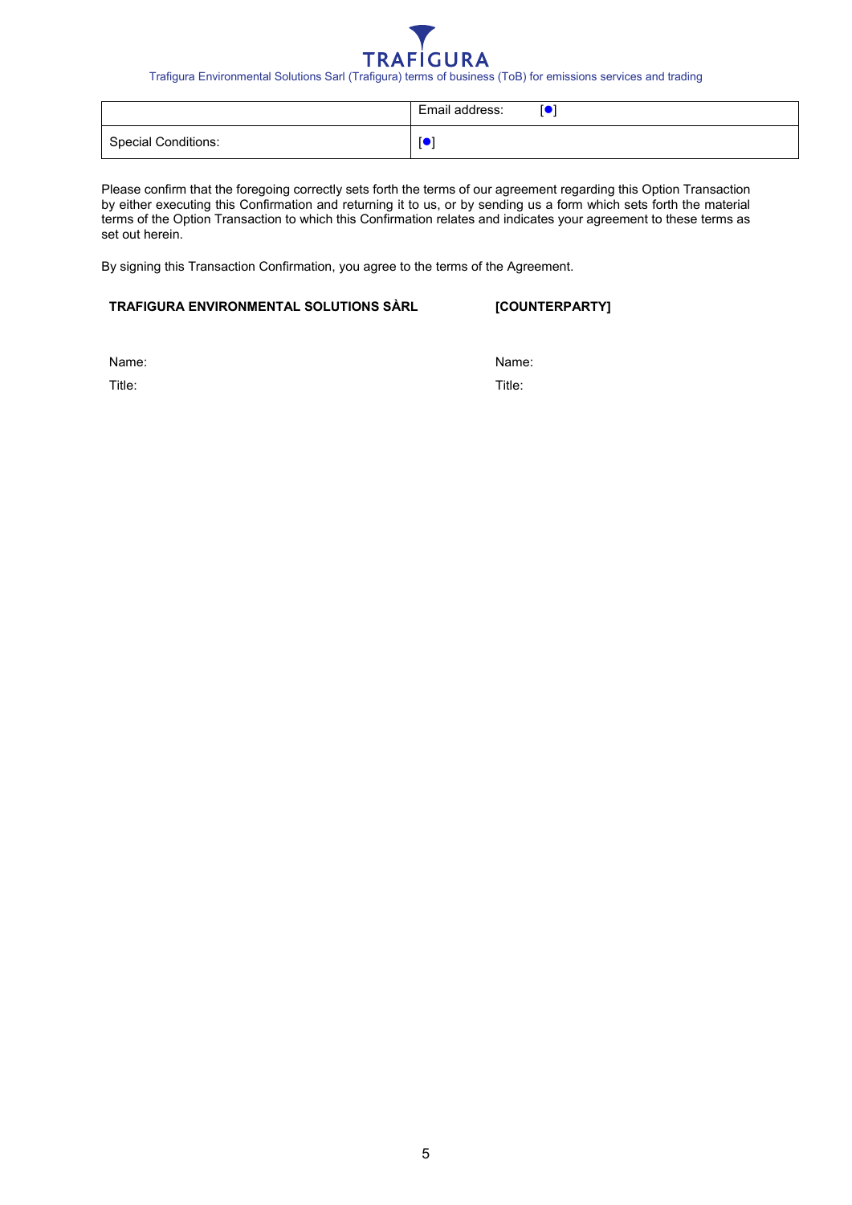| | |
|---|---|
| | Email address: [●] |
| Special Conditions: | [●] |

Please confirm that the foregoing correctly sets forth the terms of our agreement regarding this Option Transaction by either executing this Confirmation and returning it to us, or by sending us a form which sets forth the material terms of the Option Transaction to which this Confirmation relates and indicates your agreement to these terms as set out herein.

By signing this Transaction Confirmation, you agree to the terms of the Agreement.

| | |
|---|---|
| **TRAFIGURA ENVIRONMENTAL SOLUTIONS SÀRL** | **[COUNTERPARTY]** |
| Name: | Name: |
| Title: | Title: |